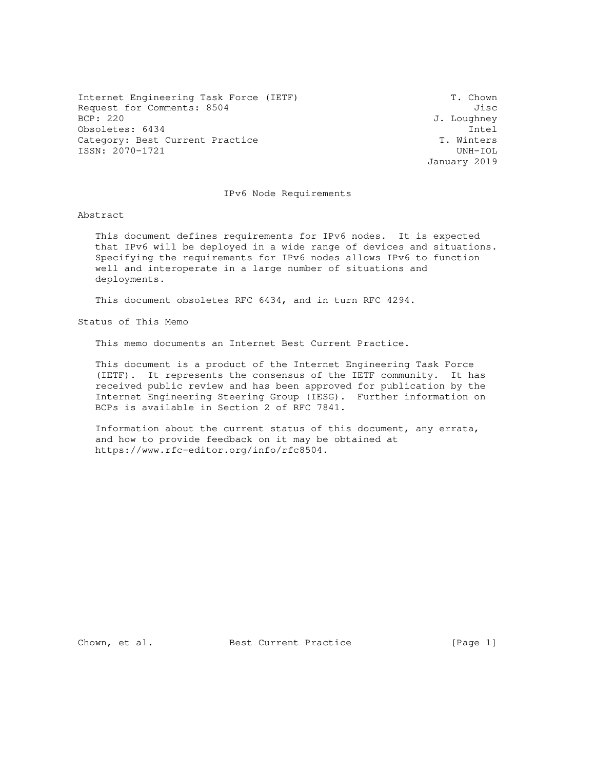Internet Engineering Task Force (IETF) — T. Chown, Jisc
Request for Comments: 8504 — J. Loughney, Intel
BCP: 220 — T. Winters, UNH-IOL
Obsoletes: 6434
Category: Best Current Practice
ISSN: 2070-1721
January 2019

# IPv6 Node Requirements

## Abstract

This document defines requirements for IPv6 nodes. It is expected that IPv6 will be deployed in a wide range of devices and situations. Specifying the requirements for IPv6 nodes allows IPv6 to function well and interoperate in a large number of situations and deployments.

This document obsoletes RFC 6434, and in turn RFC 4294.

## Status of This Memo

This memo documents an Internet Best Current Practice.

This document is a product of the Internet Engineering Task Force (IETF). It represents the consensus of the IETF community. It has received public review and has been approved for publication by the Internet Engineering Steering Group (IESG). Further information on BCPs is available in Section 2 of RFC 7841.

Information about the current status of this document, any errata, and how to provide feedback on it may be obtained at https://www.rfc-editor.org/info/rfc8504.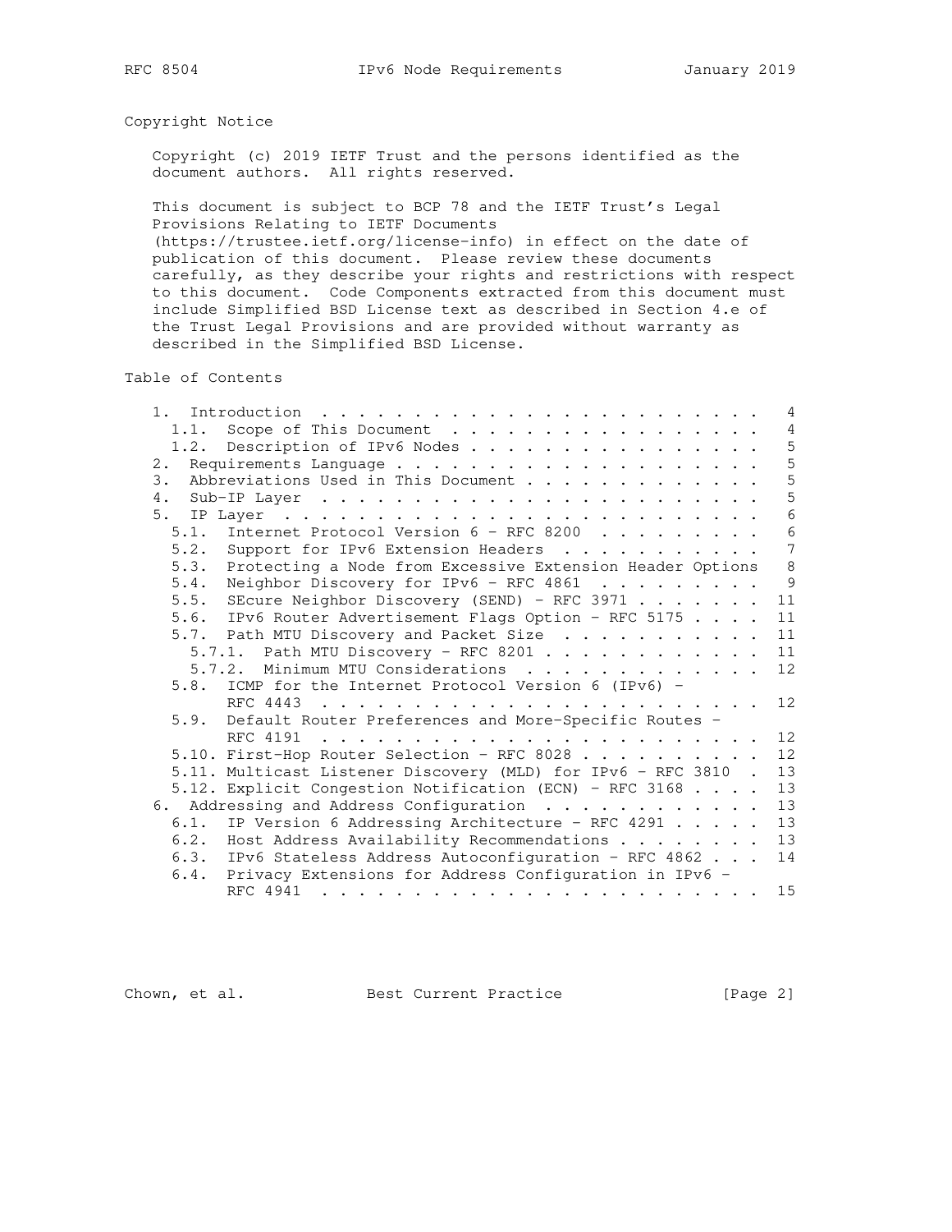## Copyright Notice

Copyright (c) 2019 IETF Trust and the persons identified as the document authors. All rights reserved.

This document is subject to BCP 78 and the IETF Trust's Legal Provisions Relating to IETF Documents (https://trustee.ietf.org/license-info) in effect on the date of publication of this document. Please review these documents carefully, as they describe your rights and restrictions with respect to this document. Code Components extracted from this document must include Simplified BSD License text as described in Section 4.e of the Trust Legal Provisions and are provided without warranty as described in the Simplified BSD License.

## Table of Contents

```
   1.  Introduction . . . . . . . . . . . . . . . . . . . . . . . .   4
     1.1.  Scope of This Document . . . . . . . . . . . . . . . . .   4
     1.2.  Description of IPv6 Nodes . . . . . . . . . . . . . . . .   5
   2.  Requirements Language . . . . . . . . . . . . . . . . . . . .   5
   3.  Abbreviations Used in This Document . . . . . . . . . . . . .   5
   4.  Sub-IP Layer . . . . . . . . . . . . . . . . . . . . . . . .   5
   5.  IP Layer . . . . . . . . . . . . . . . . . . . . . . . . . .   6
     5.1.  Internet Protocol Version 6 - RFC 8200 . . . . . . . . .   6
     5.2.  Support for IPv6 Extension Headers . . . . . . . . . . .   7
     5.3.  Protecting a Node from Excessive Extension Header Options   8
     5.4.  Neighbor Discovery for IPv6 - RFC 4861 . . . . . . . . .   9
     5.5.  SEcure Neighbor Discovery (SEND) - RFC 3971 . . . . . . .  11
     5.6.  IPv6 Router Advertisement Flags Option - RFC 5175 . . . .  11
     5.7.  Path MTU Discovery and Packet Size . . . . . . . . . . .  11
       5.7.1.  Path MTU Discovery - RFC 8201 . . . . . . . . . . . .  11
       5.7.2.  Minimum MTU Considerations . . . . . . . . . . . . .  12
     5.8.  ICMP for the Internet Protocol Version 6 (IPv6) -
           RFC 4443 . . . . . . . . . . . . . . . . . . . . . . . .  12
     5.9.  Default Router Preferences and More-Specific Routes -
           RFC 4191 . . . . . . . . . . . . . . . . . . . . . . . .  12
     5.10. First-Hop Router Selection - RFC 8028 . . . . . . . . . .  12
     5.11. Multicast Listener Discovery (MLD) for IPv6 - RFC 3810 .  13
     5.12. Explicit Congestion Notification (ECN) - RFC 3168 . . . .  13
   6.  Addressing and Address Configuration . . . . . . . . . . . .  13
     6.1.  IP Version 6 Addressing Architecture - RFC 4291 . . . . .  13
     6.2.  Host Address Availability Recommendations . . . . . . . .  13
     6.3.  IPv6 Stateless Address Autoconfiguration - RFC 4862 . . .  14
     6.4.  Privacy Extensions for Address Configuration in IPv6 -
           RFC 4941 . . . . . . . . . . . . . . . . . . . . . . . .  15
```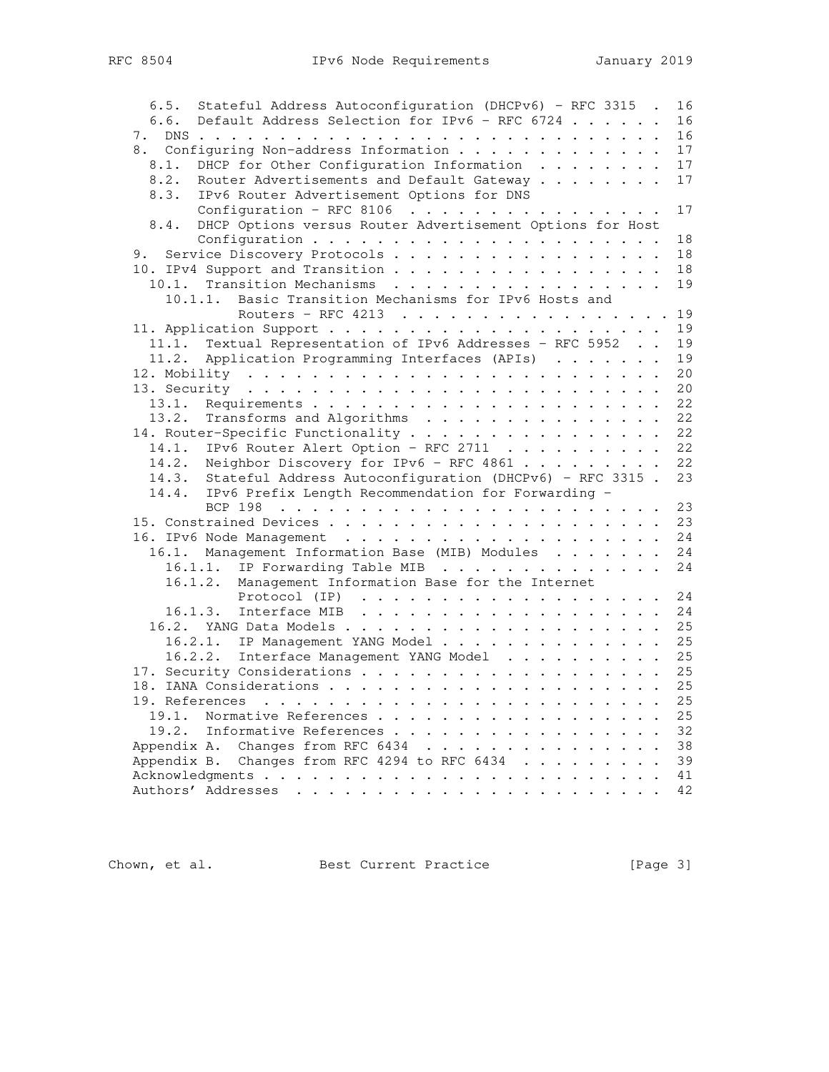```
   6.5.  Stateful Address Autoconfiguration (DHCPv6) - RFC 3315  .  16
   6.6.  Default Address Selection for IPv6 - RFC 6724 . . . . . .  16
   7.  DNS . . . . . . . . . . . . . . . . . . . . . . . . . . . . .  16
   8.  Configuring Non-address Information . . . . . . . . . . . . .  17
     8.1.  DHCP for Other Configuration Information  . . . . . . . .  17
     8.2.  Router Advertisements and Default Gateway . . . . . . . .  17
     8.3.  IPv6 Router Advertisement Options for DNS
           Configuration - RFC 8106  . . . . . . . . . . . . . . . .  17
     8.4.  DHCP Options versus Router Advertisement Options for Host
           Configuration . . . . . . . . . . . . . . . . . . . . . .  18
   9.  Service Discovery Protocols . . . . . . . . . . . . . . . . .  18
   10. IPv4 Support and Transition . . . . . . . . . . . . . . . . .  18
     10.1.  Transition Mechanisms  . . . . . . . . . . . . . . . . .  19
       10.1.1.  Basic Transition Mechanisms for IPv6 Hosts and
                Routers - RFC 4213  . . . . . . . . . . . . . . . . . 19
   11. Application Support . . . . . . . . . . . . . . . . . . . . .  19
     11.1.  Textual Representation of IPv6 Addresses - RFC 5952  . .  19
     11.2.  Application Programming Interfaces (APIs)  . . . . . . .  19
   12. Mobility  . . . . . . . . . . . . . . . . . . . . . . . . . .  20
   13. Security  . . . . . . . . . . . . . . . . . . . . . . . . . .  20
     13.1.  Requirements . . . . . . . . . . . . . . . . . . . . . .  22
     13.2.  Transforms and Algorithms  . . . . . . . . . . . . . . .  22
   14. Router-Specific Functionality . . . . . . . . . . . . . . . .  22
     14.1.  IPv6 Router Alert Option - RFC 2711  . . . . . . . . . .  22
     14.2.  Neighbor Discovery for IPv6 - RFC 4861 . . . . . . . . .  22
     14.3.  Stateful Address Autoconfiguration (DHCPv6) - RFC 3315 .  23
     14.4.  IPv6 Prefix Length Recommendation for Forwarding -
            BCP 198  . . . . . . . . . . . . . . . . . . . . . . . .  23
   15. Constrained Devices . . . . . . . . . . . . . . . . . . . . .  23
   16. IPv6 Node Management  . . . . . . . . . . . . . . . . . . . .  24
     16.1.  Management Information Base (MIB) Modules  . . . . . . .  24
       16.1.1.  IP Forwarding Table MIB  . . . . . . . . . . . . . .  24
       16.1.2.  Management Information Base for the Internet
                Protocol (IP)  . . . . . . . . . . . . . . . . . . .  24
       16.1.3.  Interface MIB  . . . . . . . . . . . . . . . . . . .  24
     16.2.  YANG Data Models . . . . . . . . . . . . . . . . . . . .  25
       16.2.1.  IP Management YANG Model . . . . . . . . . . . . . .  25
       16.2.2.  Interface Management YANG Model  . . . . . . . . . .  25
   17. Security Considerations . . . . . . . . . . . . . . . . . . .  25
   18. IANA Considerations . . . . . . . . . . . . . . . . . . . . .  25
   19. References  . . . . . . . . . . . . . . . . . . . . . . . . .  25
     19.1.  Normative References . . . . . . . . . . . . . . . . . .  25
     19.2.  Informative References . . . . . . . . . . . . . . . . .  32
   Appendix A.  Changes from RFC 6434  . . . . . . . . . . . . . . .  38
   Appendix B.  Changes from RFC 4294 to RFC 6434  . . . . . . . . .  39
   Acknowledgments . . . . . . . . . . . . . . . . . . . . . . . . .  41
   Authors' Addresses  . . . . . . . . . . . . . . . . . . . . . . .  42
```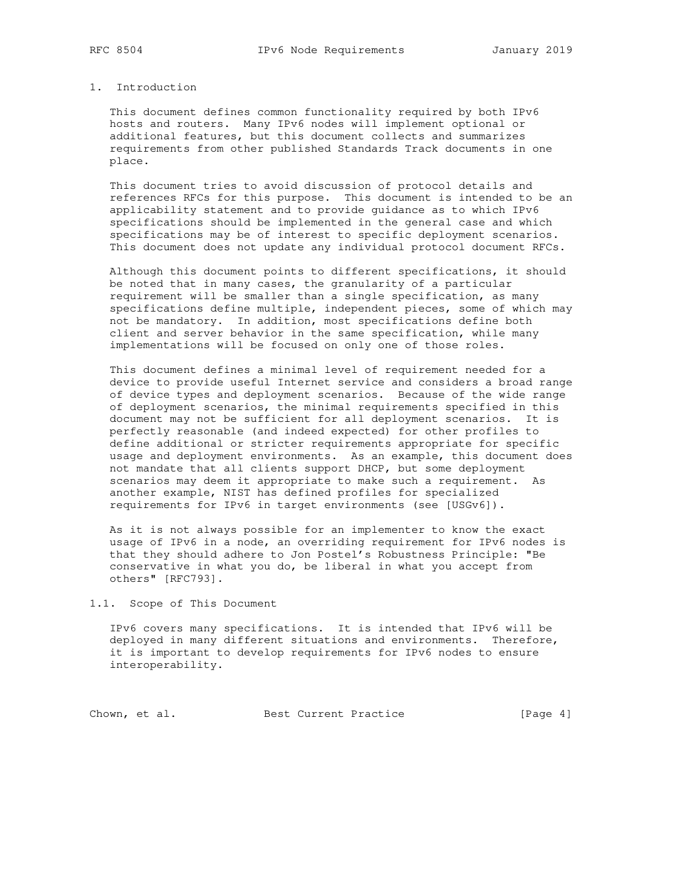# 1. Introduction

This document defines common functionality required by both IPv6 hosts and routers. Many IPv6 nodes will implement optional or additional features, but this document collects and summarizes requirements from other published Standards Track documents in one place.

This document tries to avoid discussion of protocol details and references RFCs for this purpose. This document is intended to be an applicability statement and to provide guidance as to which IPv6 specifications should be implemented in the general case and which specifications may be of interest to specific deployment scenarios. This document does not update any individual protocol document RFCs.

Although this document points to different specifications, it should be noted that in many cases, the granularity of a particular requirement will be smaller than a single specification, as many specifications define multiple, independent pieces, some of which may not be mandatory. In addition, most specifications define both client and server behavior in the same specification, while many implementations will be focused on only one of those roles.

This document defines a minimal level of requirement needed for a device to provide useful Internet service and considers a broad range of device types and deployment scenarios. Because of the wide range of deployment scenarios, the minimal requirements specified in this document may not be sufficient for all deployment scenarios. It is perfectly reasonable (and indeed expected) for other profiles to define additional or stricter requirements appropriate for specific usage and deployment environments. As an example, this document does not mandate that all clients support DHCP, but some deployment scenarios may deem it appropriate to make such a requirement. As another example, NIST has defined profiles for specialized requirements for IPv6 in target environments (see [USGv6]).

As it is not always possible for an implementer to know the exact usage of IPv6 in a node, an overriding requirement for IPv6 nodes is that they should adhere to Jon Postel's Robustness Principle: "Be conservative in what you do, be liberal in what you accept from others" [RFC793].

## 1.1. Scope of This Document

IPv6 covers many specifications. It is intended that IPv6 will be deployed in many different situations and environments. Therefore, it is important to develop requirements for IPv6 nodes to ensure interoperability.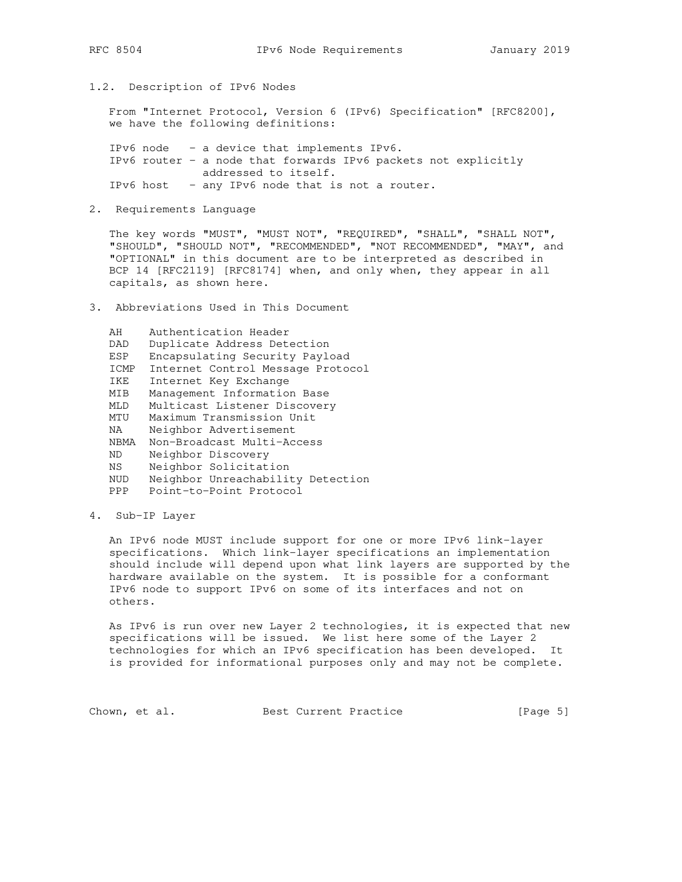### 1.2. Description of IPv6 Nodes

From "Internet Protocol, Version 6 (IPv6) Specification" [RFC8200], we have the following definitions:

- IPv6 node - a device that implements IPv6.
- IPv6 router - a node that forwards IPv6 packets not explicitly addressed to itself.
- IPv6 host - any IPv6 node that is not a router.

## 2. Requirements Language

The key words "MUST", "MUST NOT", "REQUIRED", "SHALL", "SHALL NOT", "SHOULD", "SHOULD NOT", "RECOMMENDED", "NOT RECOMMENDED", "MAY", and "OPTIONAL" in this document are to be interpreted as described in BCP 14 [RFC2119] [RFC8174] when, and only when, they appear in all capitals, as shown here.

## 3. Abbreviations Used in This Document

| | |
|---|---|
| AH | Authentication Header |
| DAD | Duplicate Address Detection |
| ESP | Encapsulating Security Payload |
| ICMP | Internet Control Message Protocol |
| IKE | Internet Key Exchange |
| MIB | Management Information Base |
| MLD | Multicast Listener Discovery |
| MTU | Maximum Transmission Unit |
| NA | Neighbor Advertisement |
| NBMA | Non-Broadcast Multi-Access |
| ND | Neighbor Discovery |
| NS | Neighbor Solicitation |
| NUD | Neighbor Unreachability Detection |
| PPP | Point-to-Point Protocol |

## 4. Sub-IP Layer

An IPv6 node MUST include support for one or more IPv6 link-layer specifications. Which link-layer specifications an implementation should include will depend upon what link layers are supported by the hardware available on the system. It is possible for a conformant IPv6 node to support IPv6 on some of its interfaces and not on others.

As IPv6 is run over new Layer 2 technologies, it is expected that new specifications will be issued. We list here some of the Layer 2 technologies for which an IPv6 specification has been developed. It is provided for informational purposes only and may not be complete.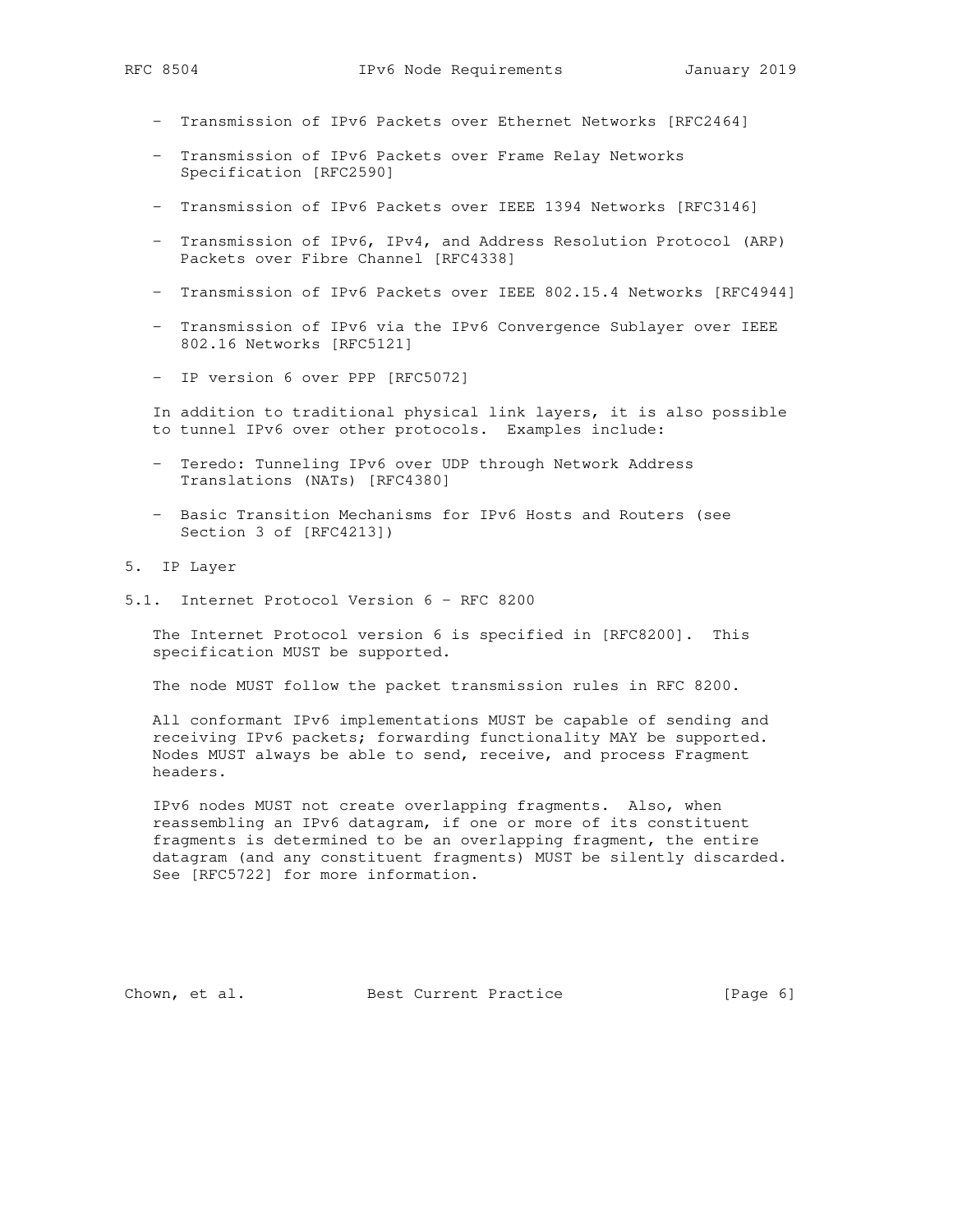- Transmission of IPv6 Packets over Ethernet Networks [RFC2464]

- Transmission of IPv6 Packets over Frame Relay Networks Specification [RFC2590]

- Transmission of IPv6 Packets over IEEE 1394 Networks [RFC3146]

- Transmission of IPv6, IPv4, and Address Resolution Protocol (ARP) Packets over Fibre Channel [RFC4338]

- Transmission of IPv6 Packets over IEEE 802.15.4 Networks [RFC4944]

- Transmission of IPv6 via the IPv6 Convergence Sublayer over IEEE 802.16 Networks [RFC5121]

- IP version 6 over PPP [RFC5072]

In addition to traditional physical link layers, it is also possible to tunnel IPv6 over other protocols. Examples include:

- Teredo: Tunneling IPv6 over UDP through Network Address Translations (NATs) [RFC4380]

- Basic Transition Mechanisms for IPv6 Hosts and Routers (see Section 3 of [RFC4213])

# 5. IP Layer

## 5.1. Internet Protocol Version 6 - RFC 8200

The Internet Protocol version 6 is specified in [RFC8200]. This specification MUST be supported.

The node MUST follow the packet transmission rules in RFC 8200.

All conformant IPv6 implementations MUST be capable of sending and receiving IPv6 packets; forwarding functionality MAY be supported. Nodes MUST always be able to send, receive, and process Fragment headers.

IPv6 nodes MUST not create overlapping fragments. Also, when reassembling an IPv6 datagram, if one or more of its constituent fragments is determined to be an overlapping fragment, the entire datagram (and any constituent fragments) MUST be silently discarded. See [RFC5722] for more information.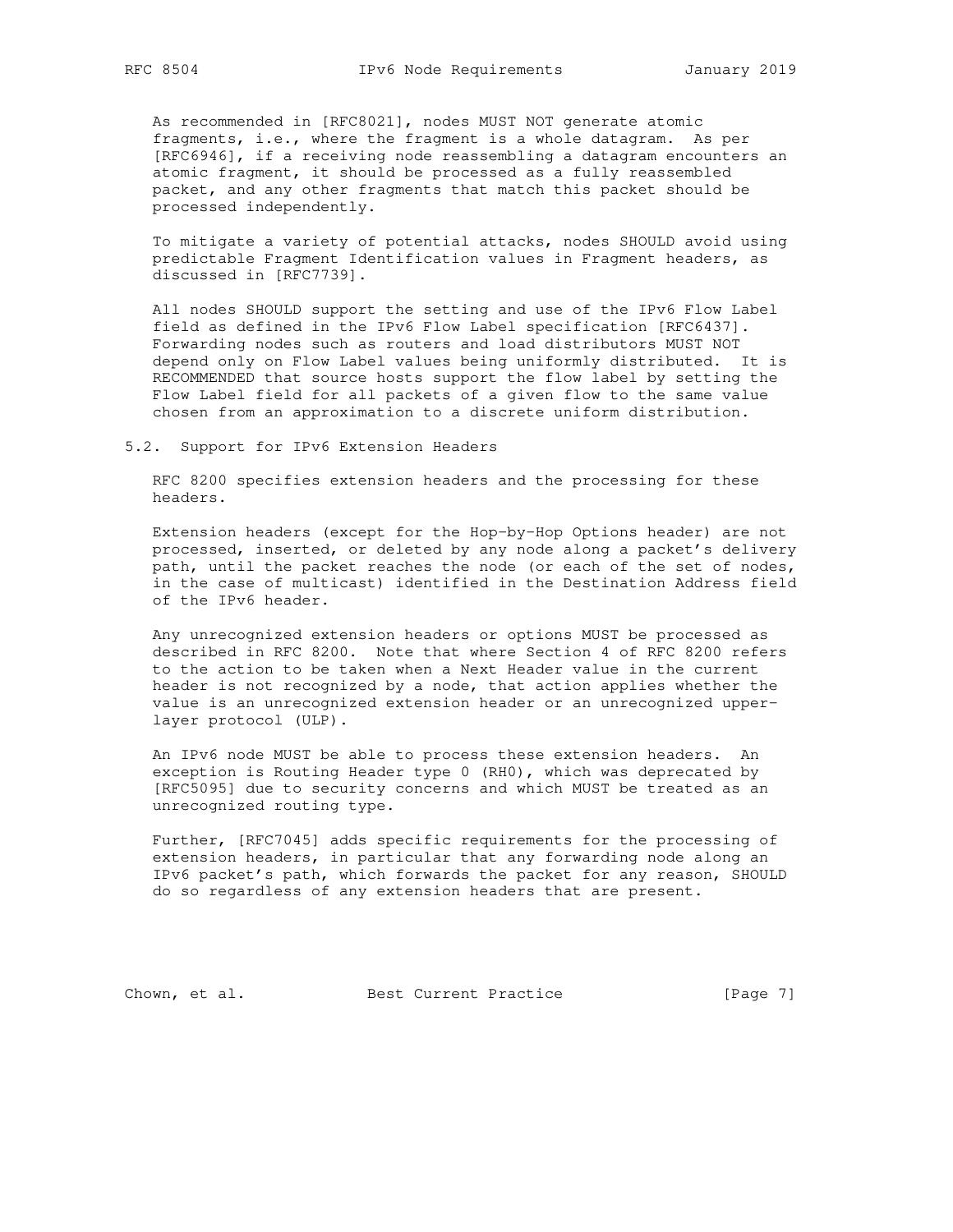As recommended in [RFC8021], nodes MUST NOT generate atomic fragments, i.e., where the fragment is a whole datagram. As per [RFC6946], if a receiving node reassembling a datagram encounters an atomic fragment, it should be processed as a fully reassembled packet, and any other fragments that match this packet should be processed independently.

To mitigate a variety of potential attacks, nodes SHOULD avoid using predictable Fragment Identification values in Fragment headers, as discussed in [RFC7739].

All nodes SHOULD support the setting and use of the IPv6 Flow Label field as defined in the IPv6 Flow Label specification [RFC6437]. Forwarding nodes such as routers and load distributors MUST NOT depend only on Flow Label values being uniformly distributed. It is RECOMMENDED that source hosts support the flow label by setting the Flow Label field for all packets of a given flow to the same value chosen from an approximation to a discrete uniform distribution.

## 5.2. Support for IPv6 Extension Headers

RFC 8200 specifies extension headers and the processing for these headers.

Extension headers (except for the Hop-by-Hop Options header) are not processed, inserted, or deleted by any node along a packet's delivery path, until the packet reaches the node (or each of the set of nodes, in the case of multicast) identified in the Destination Address field of the IPv6 header.

Any unrecognized extension headers or options MUST be processed as described in RFC 8200. Note that where Section 4 of RFC 8200 refers to the action to be taken when a Next Header value in the current header is not recognized by a node, that action applies whether the value is an unrecognized extension header or an unrecognized upper-layer protocol (ULP).

An IPv6 node MUST be able to process these extension headers. An exception is Routing Header type 0 (RH0), which was deprecated by [RFC5095] due to security concerns and which MUST be treated as an unrecognized routing type.

Further, [RFC7045] adds specific requirements for the processing of extension headers, in particular that any forwarding node along an IPv6 packet's path, which forwards the packet for any reason, SHOULD do so regardless of any extension headers that are present.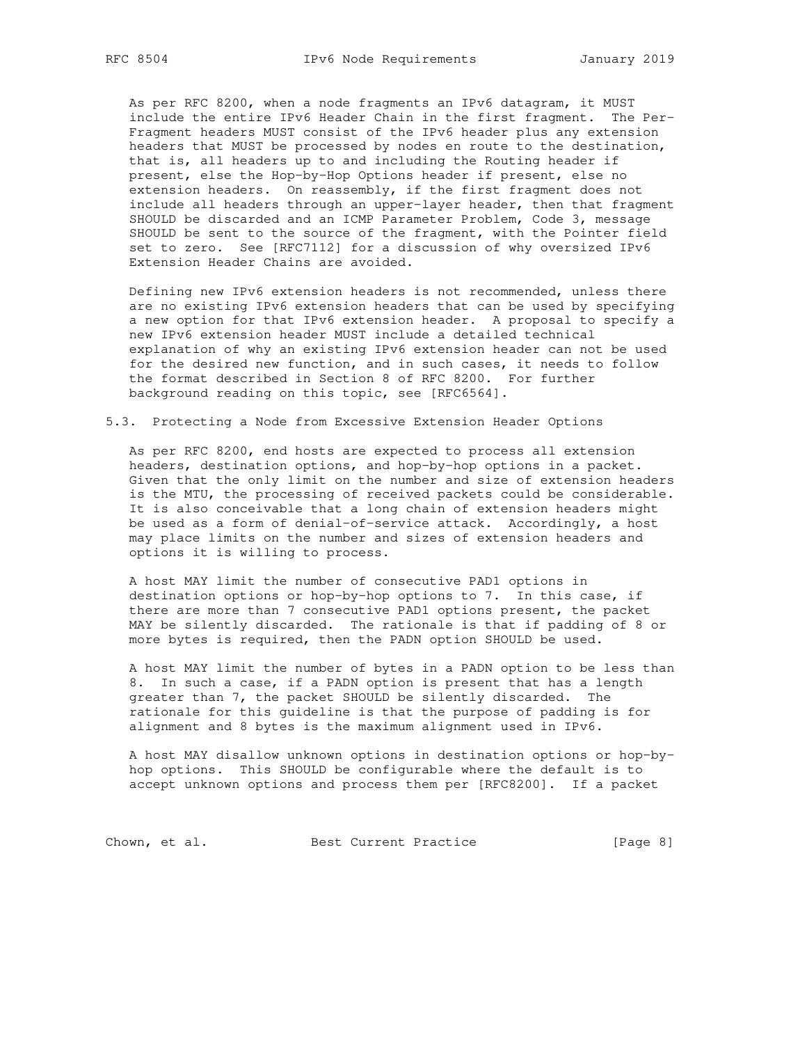As per RFC 8200, when a node fragments an IPv6 datagram, it MUST include the entire IPv6 Header Chain in the first fragment. The Per-Fragment headers MUST consist of the IPv6 header plus any extension headers that MUST be processed by nodes en route to the destination, that is, all headers up to and including the Routing header if present, else the Hop-by-Hop Options header if present, else no extension headers. On reassembly, if the first fragment does not include all headers through an upper-layer header, then that fragment SHOULD be discarded and an ICMP Parameter Problem, Code 3, message SHOULD be sent to the source of the fragment, with the Pointer field set to zero. See [RFC7112] for a discussion of why oversized IPv6 Extension Header Chains are avoided.

Defining new IPv6 extension headers is not recommended, unless there are no existing IPv6 extension headers that can be used by specifying a new option for that IPv6 extension header. A proposal to specify a new IPv6 extension header MUST include a detailed technical explanation of why an existing IPv6 extension header can not be used for the desired new function, and in such cases, it needs to follow the format described in Section 8 of RFC 8200. For further background reading on this topic, see [RFC6564].

### 5.3. Protecting a Node from Excessive Extension Header Options

As per RFC 8200, end hosts are expected to process all extension headers, destination options, and hop-by-hop options in a packet. Given that the only limit on the number and size of extension headers is the MTU, the processing of received packets could be considerable. It is also conceivable that a long chain of extension headers might be used as a form of denial-of-service attack. Accordingly, a host may place limits on the number and sizes of extension headers and options it is willing to process.

A host MAY limit the number of consecutive PAD1 options in destination options or hop-by-hop options to 7. In this case, if there are more than 7 consecutive PAD1 options present, the packet MAY be silently discarded. The rationale is that if padding of 8 or more bytes is required, then the PADN option SHOULD be used.

A host MAY limit the number of bytes in a PADN option to be less than 8. In such a case, if a PADN option is present that has a length greater than 7, the packet SHOULD be silently discarded. The rationale for this guideline is that the purpose of padding is for alignment and 8 bytes is the maximum alignment used in IPv6.

A host MAY disallow unknown options in destination options or hop-by-hop options. This SHOULD be configurable where the default is to accept unknown options and process them per [RFC8200]. If a packet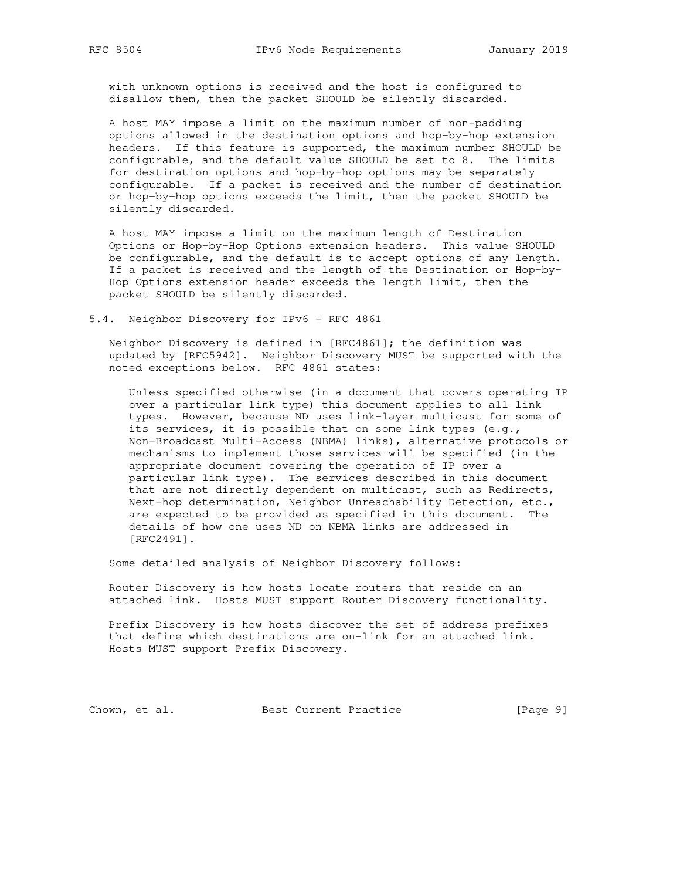with unknown options is received and the host is configured to disallow them, then the packet SHOULD be silently discarded.

A host MAY impose a limit on the maximum number of non-padding options allowed in the destination options and hop-by-hop extension headers. If this feature is supported, the maximum number SHOULD be configurable, and the default value SHOULD be set to 8. The limits for destination options and hop-by-hop options may be separately configurable. If a packet is received and the number of destination or hop-by-hop options exceeds the limit, then the packet SHOULD be silently discarded.

A host MAY impose a limit on the maximum length of Destination Options or Hop-by-Hop Options extension headers. This value SHOULD be configurable, and the default is to accept options of any length. If a packet is received and the length of the Destination or Hop-by-Hop Options extension header exceeds the length limit, then the packet SHOULD be silently discarded.

### 5.4. Neighbor Discovery for IPv6 - RFC 4861

Neighbor Discovery is defined in [RFC4861]; the definition was updated by [RFC5942]. Neighbor Discovery MUST be supported with the noted exceptions below. RFC 4861 states:

> Unless specified otherwise (in a document that covers operating IP over a particular link type) this document applies to all link types. However, because ND uses link-layer multicast for some of its services, it is possible that on some link types (e.g., Non-Broadcast Multi-Access (NBMA) links), alternative protocols or mechanisms to implement those services will be specified (in the appropriate document covering the operation of IP over a particular link type). The services described in this document that are not directly dependent on multicast, such as Redirects, Next-hop determination, Neighbor Unreachability Detection, etc., are expected to be provided as specified in this document. The details of how one uses ND on NBMA links are addressed in [RFC2491].

Some detailed analysis of Neighbor Discovery follows:

Router Discovery is how hosts locate routers that reside on an attached link. Hosts MUST support Router Discovery functionality.

Prefix Discovery is how hosts discover the set of address prefixes that define which destinations are on-link for an attached link. Hosts MUST support Prefix Discovery.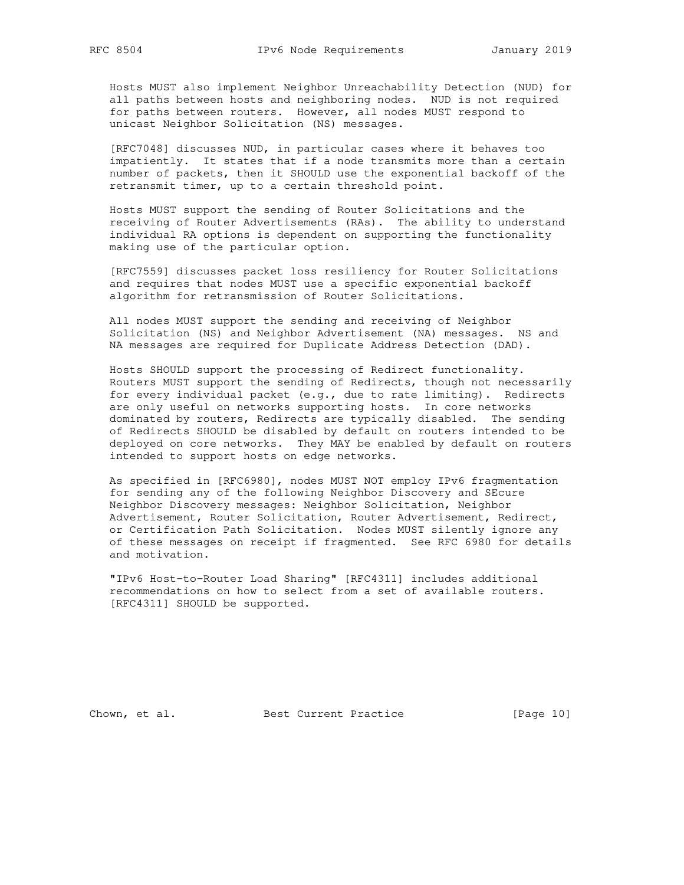Hosts MUST also implement Neighbor Unreachability Detection (NUD) for all paths between hosts and neighboring nodes. NUD is not required for paths between routers. However, all nodes MUST respond to unicast Neighbor Solicitation (NS) messages.

[RFC7048] discusses NUD, in particular cases where it behaves too impatiently. It states that if a node transmits more than a certain number of packets, then it SHOULD use the exponential backoff of the retransmit timer, up to a certain threshold point.

Hosts MUST support the sending of Router Solicitations and the receiving of Router Advertisements (RAs). The ability to understand individual RA options is dependent on supporting the functionality making use of the particular option.

[RFC7559] discusses packet loss resiliency for Router Solicitations and requires that nodes MUST use a specific exponential backoff algorithm for retransmission of Router Solicitations.

All nodes MUST support the sending and receiving of Neighbor Solicitation (NS) and Neighbor Advertisement (NA) messages. NS and NA messages are required for Duplicate Address Detection (DAD).

Hosts SHOULD support the processing of Redirect functionality. Routers MUST support the sending of Redirects, though not necessarily for every individual packet (e.g., due to rate limiting). Redirects are only useful on networks supporting hosts. In core networks dominated by routers, Redirects are typically disabled. The sending of Redirects SHOULD be disabled by default on routers intended to be deployed on core networks. They MAY be enabled by default on routers intended to support hosts on edge networks.

As specified in [RFC6980], nodes MUST NOT employ IPv6 fragmentation for sending any of the following Neighbor Discovery and SEcure Neighbor Discovery messages: Neighbor Solicitation, Neighbor Advertisement, Router Solicitation, Router Advertisement, Redirect, or Certification Path Solicitation. Nodes MUST silently ignore any of these messages on receipt if fragmented. See RFC 6980 for details and motivation.

"IPv6 Host-to-Router Load Sharing" [RFC4311] includes additional recommendations on how to select from a set of available routers. [RFC4311] SHOULD be supported.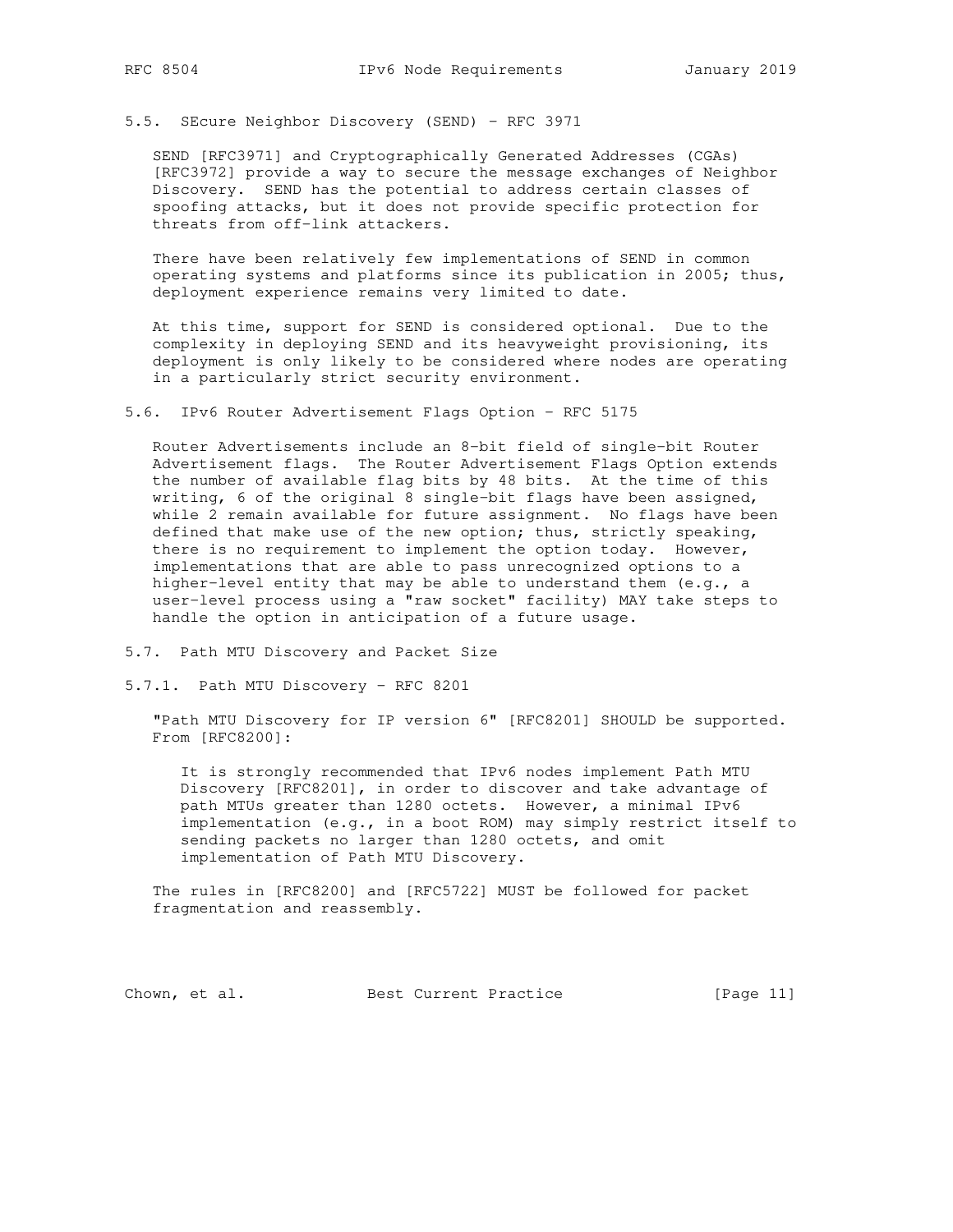### 5.5. SEcure Neighbor Discovery (SEND) - RFC 3971

SEND [RFC3971] and Cryptographically Generated Addresses (CGAs) [RFC3972] provide a way to secure the message exchanges of Neighbor Discovery. SEND has the potential to address certain classes of spoofing attacks, but it does not provide specific protection for threats from off-link attackers.

There have been relatively few implementations of SEND in common operating systems and platforms since its publication in 2005; thus, deployment experience remains very limited to date.

At this time, support for SEND is considered optional. Due to the complexity in deploying SEND and its heavyweight provisioning, its deployment is only likely to be considered where nodes are operating in a particularly strict security environment.

### 5.6. IPv6 Router Advertisement Flags Option - RFC 5175

Router Advertisements include an 8-bit field of single-bit Router Advertisement flags. The Router Advertisement Flags Option extends the number of available flag bits by 48 bits. At the time of this writing, 6 of the original 8 single-bit flags have been assigned, while 2 remain available for future assignment. No flags have been defined that make use of the new option; thus, strictly speaking, there is no requirement to implement the option today. However, implementations that are able to pass unrecognized options to a higher-level entity that may be able to understand them (e.g., a user-level process using a "raw socket" facility) MAY take steps to handle the option in anticipation of a future usage.

### 5.7. Path MTU Discovery and Packet Size

#### 5.7.1. Path MTU Discovery - RFC 8201

"Path MTU Discovery for IP version 6" [RFC8201] SHOULD be supported. From [RFC8200]:

> It is strongly recommended that IPv6 nodes implement Path MTU Discovery [RFC8201], in order to discover and take advantage of path MTUs greater than 1280 octets. However, a minimal IPv6 implementation (e.g., in a boot ROM) may simply restrict itself to sending packets no larger than 1280 octets, and omit implementation of Path MTU Discovery.

The rules in [RFC8200] and [RFC5722] MUST be followed for packet fragmentation and reassembly.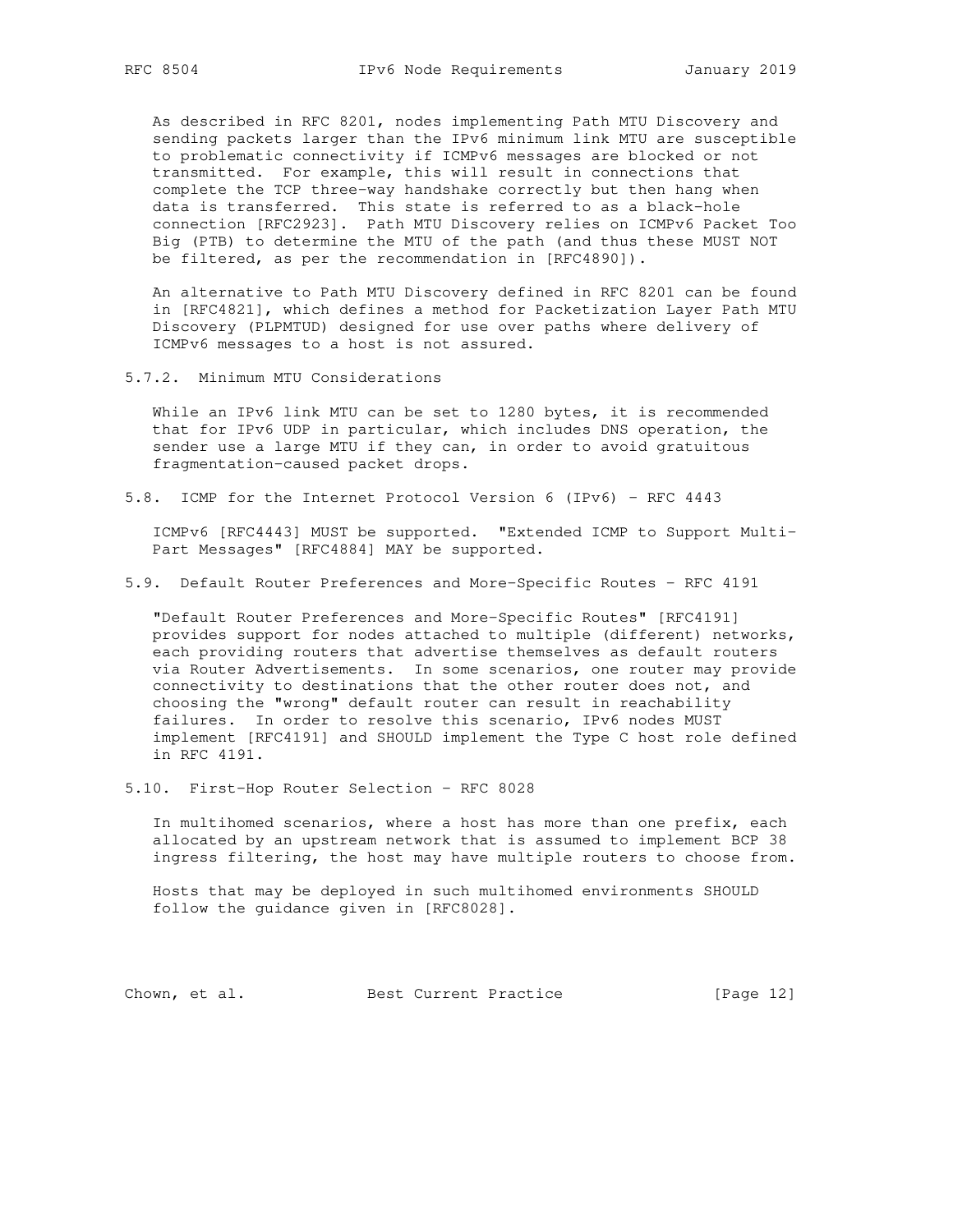As described in RFC 8201, nodes implementing Path MTU Discovery and sending packets larger than the IPv6 minimum link MTU are susceptible to problematic connectivity if ICMPv6 messages are blocked or not transmitted. For example, this will result in connections that complete the TCP three-way handshake correctly but then hang when data is transferred. This state is referred to as a black-hole connection [RFC2923]. Path MTU Discovery relies on ICMPv6 Packet Too Big (PTB) to determine the MTU of the path (and thus these MUST NOT be filtered, as per the recommendation in [RFC4890]).

An alternative to Path MTU Discovery defined in RFC 8201 can be found in [RFC4821], which defines a method for Packetization Layer Path MTU Discovery (PLPMTUD) designed for use over paths where delivery of ICMPv6 messages to a host is not assured.

#### 5.7.2. Minimum MTU Considerations

While an IPv6 link MTU can be set to 1280 bytes, it is recommended that for IPv6 UDP in particular, which includes DNS operation, the sender use a large MTU if they can, in order to avoid gratuitous fragmentation-caused packet drops.

### 5.8. ICMP for the Internet Protocol Version 6 (IPv6) - RFC 4443

ICMPv6 [RFC4443] MUST be supported. "Extended ICMP to Support Multi-Part Messages" [RFC4884] MAY be supported.

### 5.9. Default Router Preferences and More-Specific Routes - RFC 4191

"Default Router Preferences and More-Specific Routes" [RFC4191] provides support for nodes attached to multiple (different) networks, each providing routers that advertise themselves as default routers via Router Advertisements. In some scenarios, one router may provide connectivity to destinations that the other router does not, and choosing the "wrong" default router can result in reachability failures. In order to resolve this scenario, IPv6 nodes MUST implement [RFC4191] and SHOULD implement the Type C host role defined in RFC 4191.

### 5.10. First-Hop Router Selection - RFC 8028

In multihomed scenarios, where a host has more than one prefix, each allocated by an upstream network that is assumed to implement BCP 38 ingress filtering, the host may have multiple routers to choose from.

Hosts that may be deployed in such multihomed environments SHOULD follow the guidance given in [RFC8028].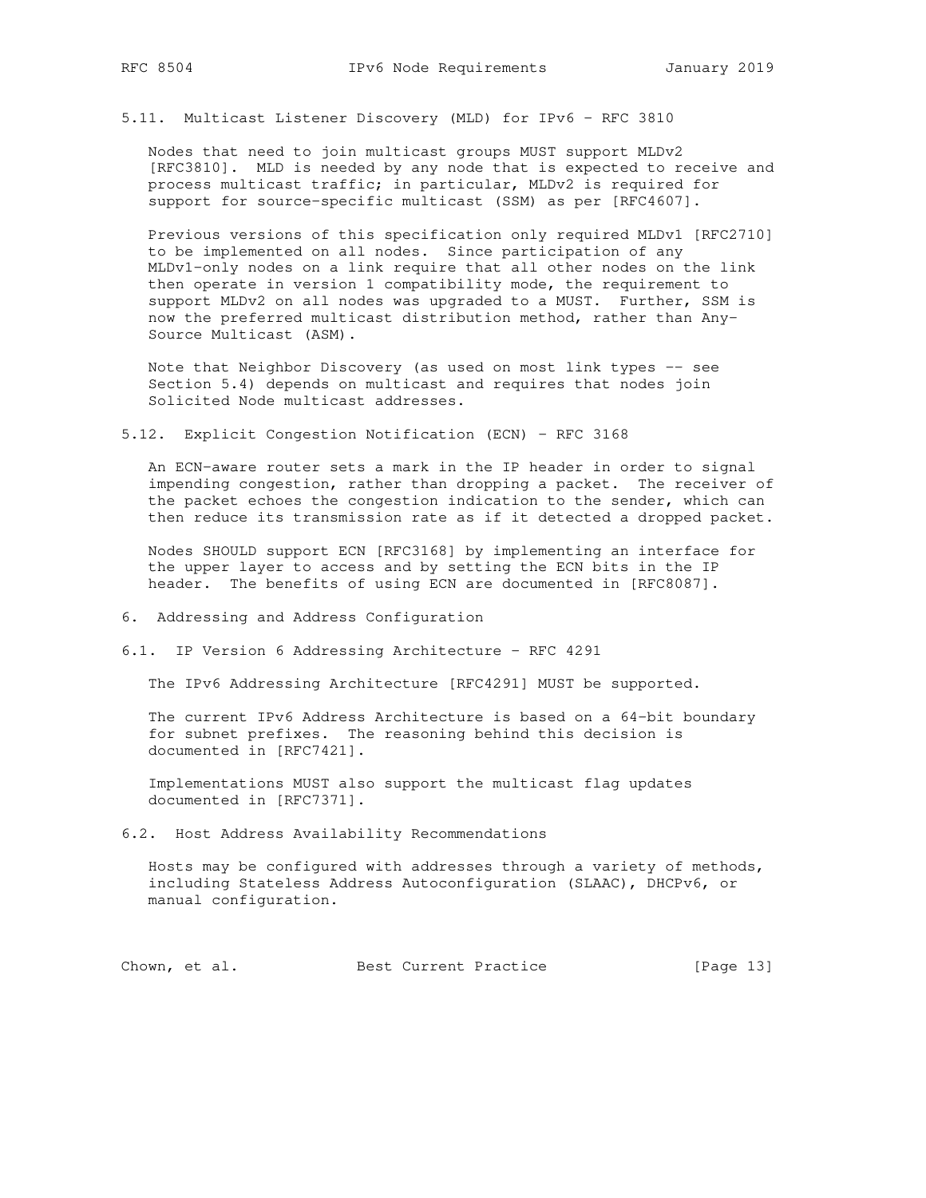### 5.11. Multicast Listener Discovery (MLD) for IPv6 - RFC 3810

Nodes that need to join multicast groups MUST support MLDv2 [RFC3810]. MLD is needed by any node that is expected to receive and process multicast traffic; in particular, MLDv2 is required for support for source-specific multicast (SSM) as per [RFC4607].

Previous versions of this specification only required MLDv1 [RFC2710] to be implemented on all nodes. Since participation of any MLDv1-only nodes on a link require that all other nodes on the link then operate in version 1 compatibility mode, the requirement to support MLDv2 on all nodes was upgraded to a MUST. Further, SSM is now the preferred multicast distribution method, rather than Any-Source Multicast (ASM).

Note that Neighbor Discovery (as used on most link types -- see Section 5.4) depends on multicast and requires that nodes join Solicited Node multicast addresses.

### 5.12. Explicit Congestion Notification (ECN) - RFC 3168

An ECN-aware router sets a mark in the IP header in order to signal impending congestion, rather than dropping a packet. The receiver of the packet echoes the congestion indication to the sender, which can then reduce its transmission rate as if it detected a dropped packet.

Nodes SHOULD support ECN [RFC3168] by implementing an interface for the upper layer to access and by setting the ECN bits in the IP header. The benefits of using ECN are documented in [RFC8087].

## 6. Addressing and Address Configuration

### 6.1. IP Version 6 Addressing Architecture - RFC 4291

The IPv6 Addressing Architecture [RFC4291] MUST be supported.

The current IPv6 Address Architecture is based on a 64-bit boundary for subnet prefixes. The reasoning behind this decision is documented in [RFC7421].

Implementations MUST also support the multicast flag updates documented in [RFC7371].

### 6.2. Host Address Availability Recommendations

Hosts may be configured with addresses through a variety of methods, including Stateless Address Autoconfiguration (SLAAC), DHCPv6, or manual configuration.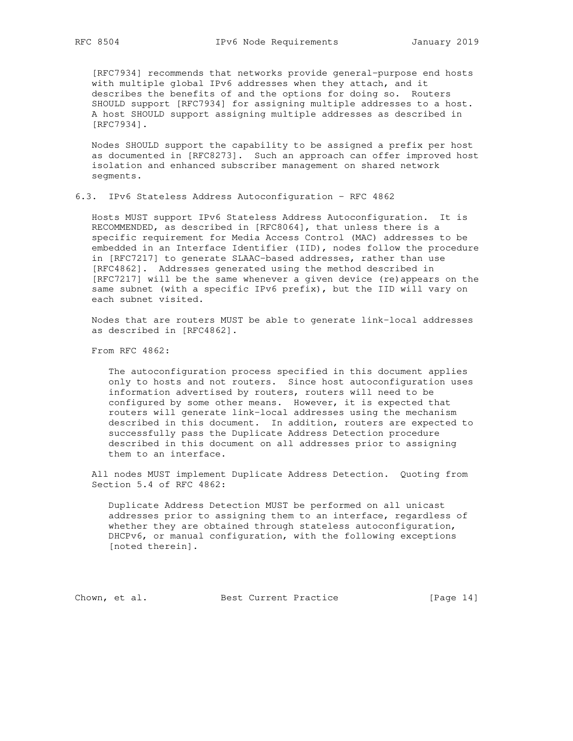[RFC7934] recommends that networks provide general-purpose end hosts with multiple global IPv6 addresses when they attach, and it describes the benefits of and the options for doing so. Routers SHOULD support [RFC7934] for assigning multiple addresses to a host. A host SHOULD support assigning multiple addresses as described in [RFC7934].

Nodes SHOULD support the capability to be assigned a prefix per host as documented in [RFC8273]. Such an approach can offer improved host isolation and enhanced subscriber management on shared network segments.

### 6.3. IPv6 Stateless Address Autoconfiguration - RFC 4862

Hosts MUST support IPv6 Stateless Address Autoconfiguration. It is RECOMMENDED, as described in [RFC8064], that unless there is a specific requirement for Media Access Control (MAC) addresses to be embedded in an Interface Identifier (IID), nodes follow the procedure in [RFC7217] to generate SLAAC-based addresses, rather than use [RFC4862]. Addresses generated using the method described in [RFC7217] will be the same whenever a given device (re)appears on the same subnet (with a specific IPv6 prefix), but the IID will vary on each subnet visited.

Nodes that are routers MUST be able to generate link-local addresses as described in [RFC4862].

From RFC 4862:

> The autoconfiguration process specified in this document applies only to hosts and not routers. Since host autoconfiguration uses information advertised by routers, routers will need to be configured by some other means. However, it is expected that routers will generate link-local addresses using the mechanism described in this document. In addition, routers are expected to successfully pass the Duplicate Address Detection procedure described in this document on all addresses prior to assigning them to an interface.

All nodes MUST implement Duplicate Address Detection. Quoting from Section 5.4 of RFC 4862:

> Duplicate Address Detection MUST be performed on all unicast addresses prior to assigning them to an interface, regardless of whether they are obtained through stateless autoconfiguration, DHCPv6, or manual configuration, with the following exceptions [noted therein].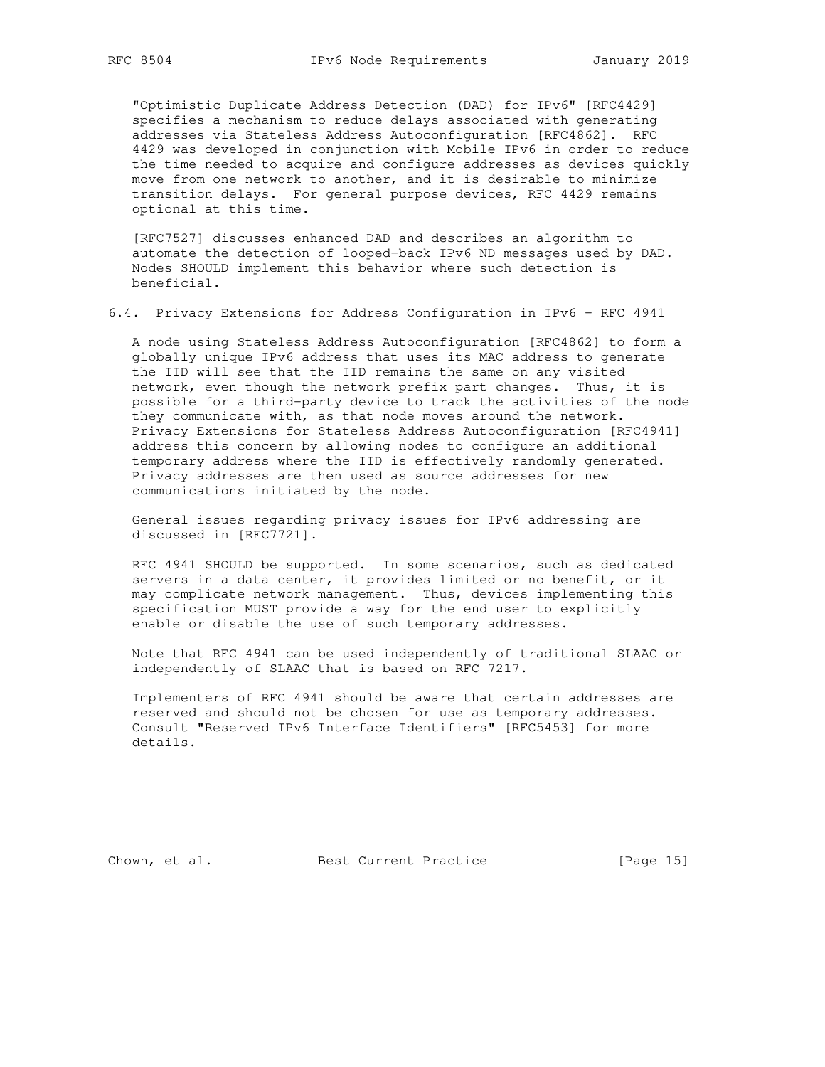"Optimistic Duplicate Address Detection (DAD) for IPv6" [RFC4429] specifies a mechanism to reduce delays associated with generating addresses via Stateless Address Autoconfiguration [RFC4862]. RFC 4429 was developed in conjunction with Mobile IPv6 in order to reduce the time needed to acquire and configure addresses as devices quickly move from one network to another, and it is desirable to minimize transition delays. For general purpose devices, RFC 4429 remains optional at this time.

[RFC7527] discusses enhanced DAD and describes an algorithm to automate the detection of looped-back IPv6 ND messages used by DAD. Nodes SHOULD implement this behavior where such detection is beneficial.

## 6.4. Privacy Extensions for Address Configuration in IPv6 - RFC 4941

A node using Stateless Address Autoconfiguration [RFC4862] to form a globally unique IPv6 address that uses its MAC address to generate the IID will see that the IID remains the same on any visited network, even though the network prefix part changes. Thus, it is possible for a third-party device to track the activities of the node they communicate with, as that node moves around the network. Privacy Extensions for Stateless Address Autoconfiguration [RFC4941] address this concern by allowing nodes to configure an additional temporary address where the IID is effectively randomly generated. Privacy addresses are then used as source addresses for new communications initiated by the node.

General issues regarding privacy issues for IPv6 addressing are discussed in [RFC7721].

RFC 4941 SHOULD be supported. In some scenarios, such as dedicated servers in a data center, it provides limited or no benefit, or it may complicate network management. Thus, devices implementing this specification MUST provide a way for the end user to explicitly enable or disable the use of such temporary addresses.

Note that RFC 4941 can be used independently of traditional SLAAC or independently of SLAAC that is based on RFC 7217.

Implementers of RFC 4941 should be aware that certain addresses are reserved and should not be chosen for use as temporary addresses. Consult "Reserved IPv6 Interface Identifiers" [RFC5453] for more details.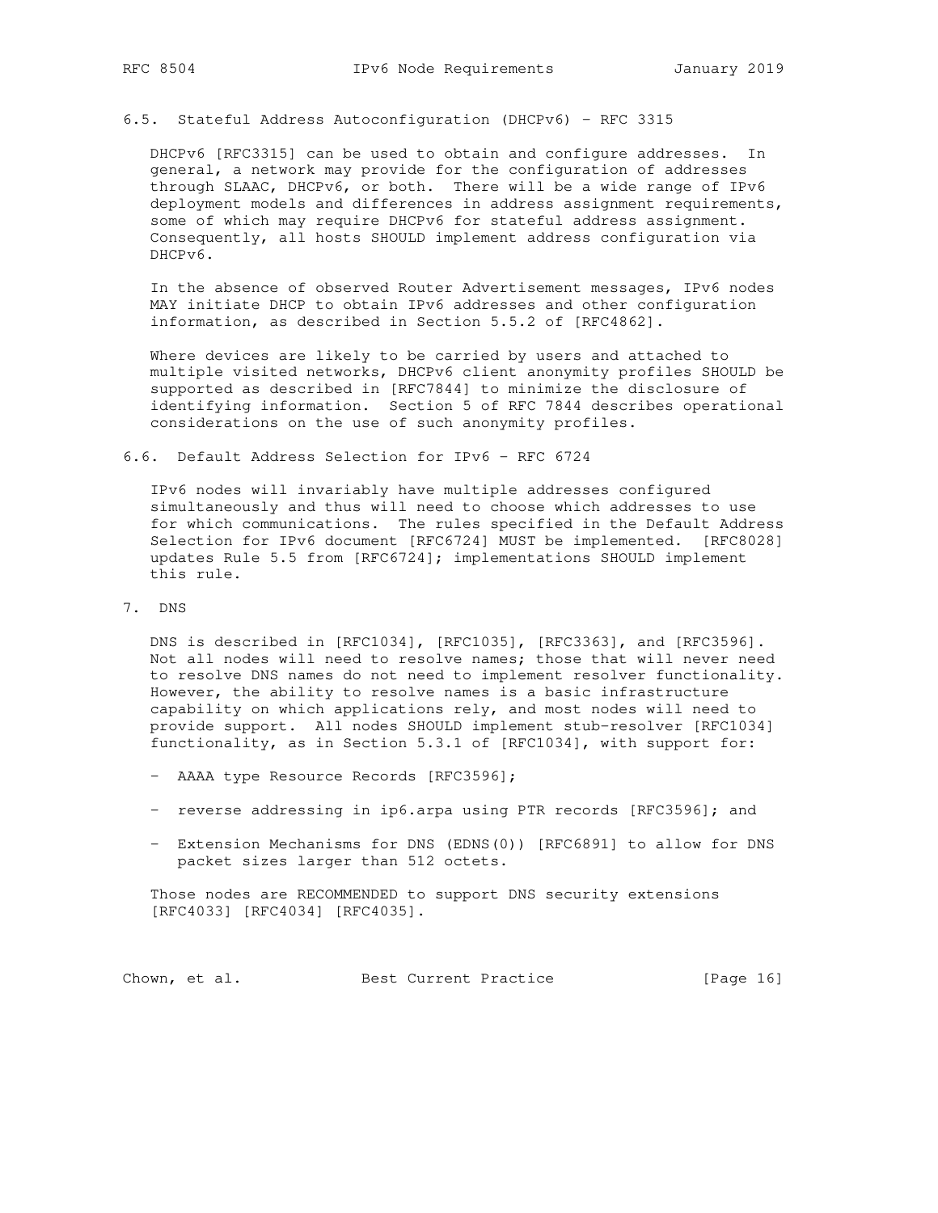### 6.5. Stateful Address Autoconfiguration (DHCPv6) - RFC 3315

DHCPv6 [RFC3315] can be used to obtain and configure addresses. In general, a network may provide for the configuration of addresses through SLAAC, DHCPv6, or both. There will be a wide range of IPv6 deployment models and differences in address assignment requirements, some of which may require DHCPv6 for stateful address assignment. Consequently, all hosts SHOULD implement address configuration via DHCPv6.

In the absence of observed Router Advertisement messages, IPv6 nodes MAY initiate DHCP to obtain IPv6 addresses and other configuration information, as described in Section 5.5.2 of [RFC4862].

Where devices are likely to be carried by users and attached to multiple visited networks, DHCPv6 client anonymity profiles SHOULD be supported as described in [RFC7844] to minimize the disclosure of identifying information. Section 5 of RFC 7844 describes operational considerations on the use of such anonymity profiles.

### 6.6. Default Address Selection for IPv6 - RFC 6724

IPv6 nodes will invariably have multiple addresses configured simultaneously and thus will need to choose which addresses to use for which communications. The rules specified in the Default Address Selection for IPv6 document [RFC6724] MUST be implemented. [RFC8028] updates Rule 5.5 from [RFC6724]; implementations SHOULD implement this rule.

## 7. DNS

DNS is described in [RFC1034], [RFC1035], [RFC3363], and [RFC3596]. Not all nodes will need to resolve names; those that will never need to resolve DNS names do not need to implement resolver functionality. However, the ability to resolve names is a basic infrastructure capability on which applications rely, and most nodes will need to provide support. All nodes SHOULD implement stub-resolver [RFC1034] functionality, as in Section 5.3.1 of [RFC1034], with support for:

- AAAA type Resource Records [RFC3596];
- reverse addressing in ip6.arpa using PTR records [RFC3596]; and
- Extension Mechanisms for DNS (EDNS(0)) [RFC6891] to allow for DNS packet sizes larger than 512 octets.

Those nodes are RECOMMENDED to support DNS security extensions [RFC4033] [RFC4034] [RFC4035].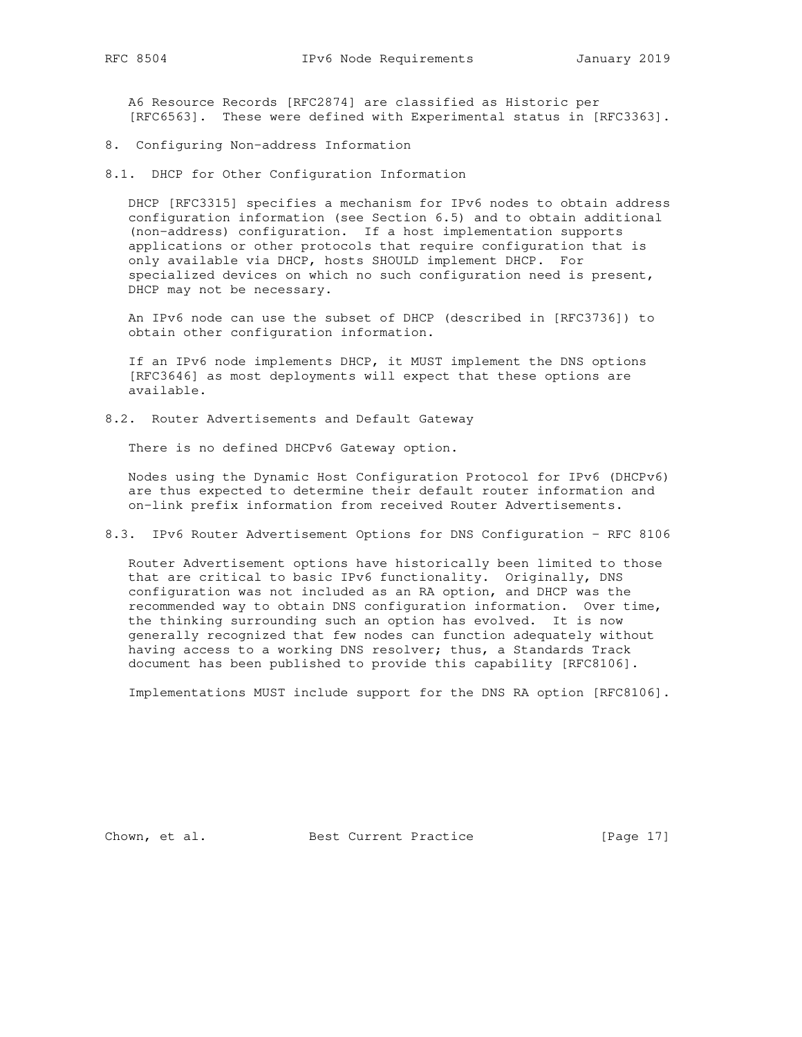A6 Resource Records [RFC2874] are classified as Historic per [RFC6563]. These were defined with Experimental status in [RFC3363].

# 8. Configuring Non-address Information

## 8.1. DHCP for Other Configuration Information

DHCP [RFC3315] specifies a mechanism for IPv6 nodes to obtain address configuration information (see Section 6.5) and to obtain additional (non-address) configuration. If a host implementation supports applications or other protocols that require configuration that is only available via DHCP, hosts SHOULD implement DHCP. For specialized devices on which no such configuration need is present, DHCP may not be necessary.

An IPv6 node can use the subset of DHCP (described in [RFC3736]) to obtain other configuration information.

If an IPv6 node implements DHCP, it MUST implement the DNS options [RFC3646] as most deployments will expect that these options are available.

## 8.2. Router Advertisements and Default Gateway

There is no defined DHCPv6 Gateway option.

Nodes using the Dynamic Host Configuration Protocol for IPv6 (DHCPv6) are thus expected to determine their default router information and on-link prefix information from received Router Advertisements.

## 8.3. IPv6 Router Advertisement Options for DNS Configuration - RFC 8106

Router Advertisement options have historically been limited to those that are critical to basic IPv6 functionality. Originally, DNS configuration was not included as an RA option, and DHCP was the recommended way to obtain DNS configuration information. Over time, the thinking surrounding such an option has evolved. It is now generally recognized that few nodes can function adequately without having access to a working DNS resolver; thus, a Standards Track document has been published to provide this capability [RFC8106].

Implementations MUST include support for the DNS RA option [RFC8106].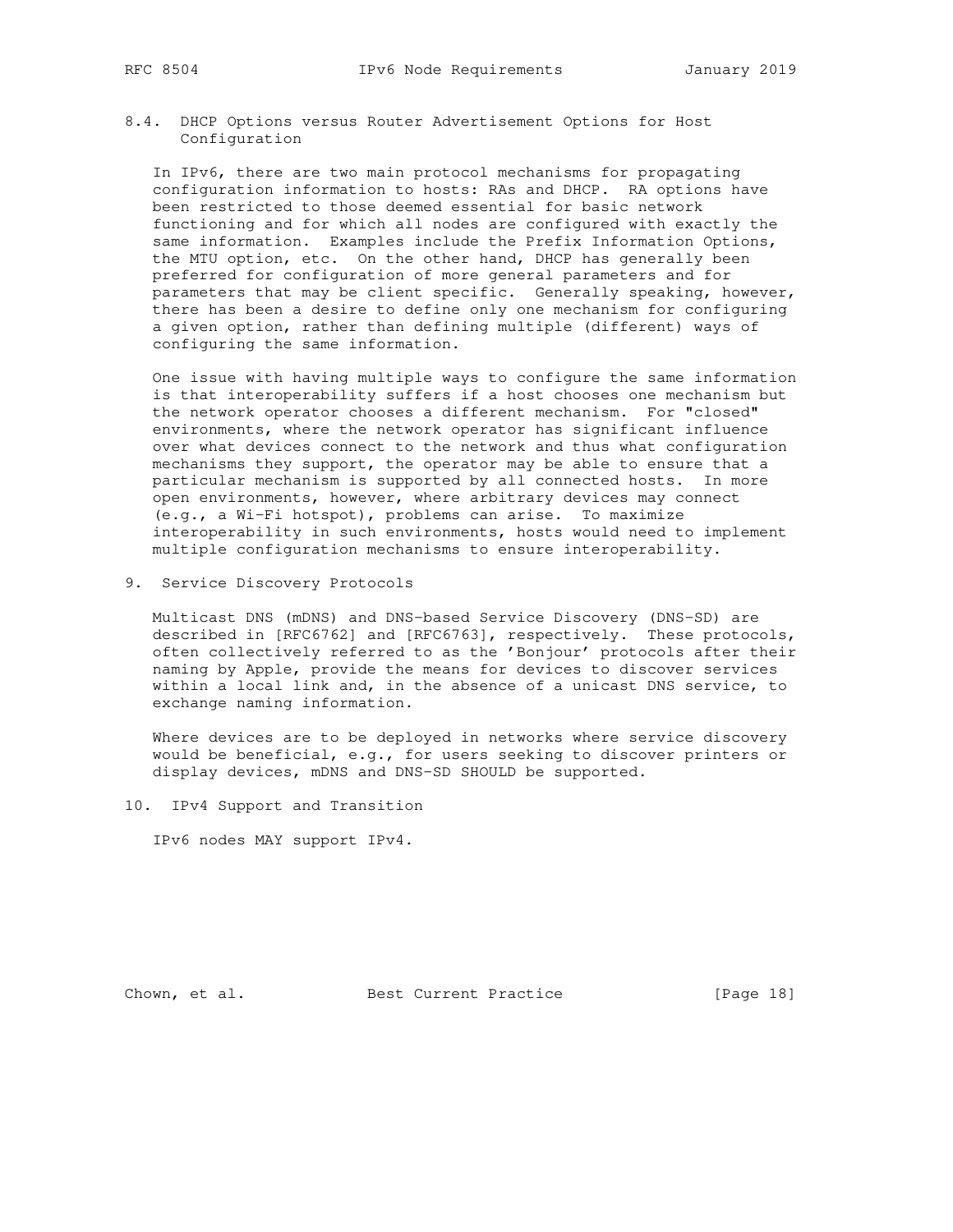### 8.4. DHCP Options versus Router Advertisement Options for Host Configuration

In IPv6, there are two main protocol mechanisms for propagating configuration information to hosts: RAs and DHCP. RA options have been restricted to those deemed essential for basic network functioning and for which all nodes are configured with exactly the same information. Examples include the Prefix Information Options, the MTU option, etc. On the other hand, DHCP has generally been preferred for configuration of more general parameters and for parameters that may be client specific. Generally speaking, however, there has been a desire to define only one mechanism for configuring a given option, rather than defining multiple (different) ways of configuring the same information.

One issue with having multiple ways to configure the same information is that interoperability suffers if a host chooses one mechanism but the network operator chooses a different mechanism. For "closed" environments, where the network operator has significant influence over what devices connect to the network and thus what configuration mechanisms they support, the operator may be able to ensure that a particular mechanism is supported by all connected hosts. In more open environments, however, where arbitrary devices may connect (e.g., a Wi-Fi hotspot), problems can arise. To maximize interoperability in such environments, hosts would need to implement multiple configuration mechanisms to ensure interoperability.

## 9. Service Discovery Protocols

Multicast DNS (mDNS) and DNS-based Service Discovery (DNS-SD) are described in [RFC6762] and [RFC6763], respectively. These protocols, often collectively referred to as the 'Bonjour' protocols after their naming by Apple, provide the means for devices to discover services within a local link and, in the absence of a unicast DNS service, to exchange naming information.

Where devices are to be deployed in networks where service discovery would be beneficial, e.g., for users seeking to discover printers or display devices, mDNS and DNS-SD SHOULD be supported.

## 10. IPv4 Support and Transition

IPv6 nodes MAY support IPv4.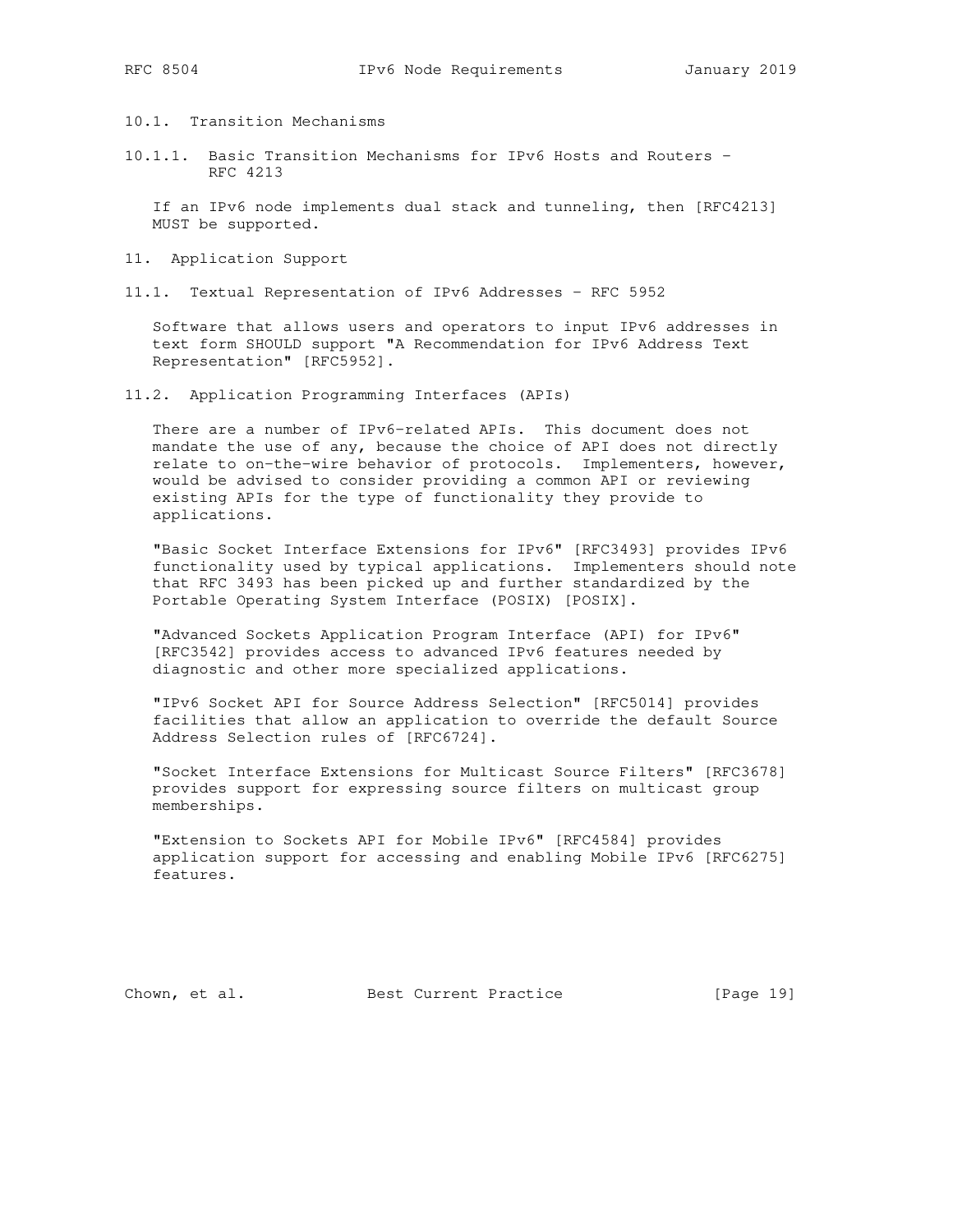### 10.1. Transition Mechanisms

#### 10.1.1. Basic Transition Mechanisms for IPv6 Hosts and Routers - RFC 4213

If an IPv6 node implements dual stack and tunneling, then [RFC4213] MUST be supported.

## 11. Application Support

### 11.1. Textual Representation of IPv6 Addresses - RFC 5952

Software that allows users and operators to input IPv6 addresses in text form SHOULD support "A Recommendation for IPv6 Address Text Representation" [RFC5952].

### 11.2. Application Programming Interfaces (APIs)

There are a number of IPv6-related APIs. This document does not mandate the use of any, because the choice of API does not directly relate to on-the-wire behavior of protocols. Implementers, however, would be advised to consider providing a common API or reviewing existing APIs for the type of functionality they provide to applications.

"Basic Socket Interface Extensions for IPv6" [RFC3493] provides IPv6 functionality used by typical applications. Implementers should note that RFC 3493 has been picked up and further standardized by the Portable Operating System Interface (POSIX) [POSIX].

"Advanced Sockets Application Program Interface (API) for IPv6" [RFC3542] provides access to advanced IPv6 features needed by diagnostic and other more specialized applications.

"IPv6 Socket API for Source Address Selection" [RFC5014] provides facilities that allow an application to override the default Source Address Selection rules of [RFC6724].

"Socket Interface Extensions for Multicast Source Filters" [RFC3678] provides support for expressing source filters on multicast group memberships.

"Extension to Sockets API for Mobile IPv6" [RFC4584] provides application support for accessing and enabling Mobile IPv6 [RFC6275] features.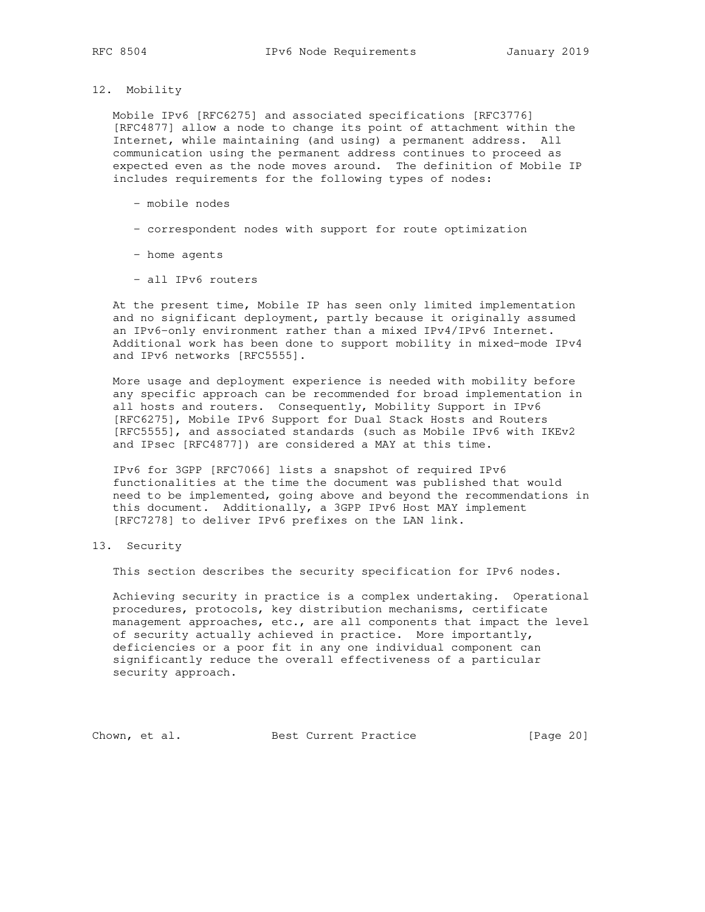## 12. Mobility

Mobile IPv6 [RFC6275] and associated specifications [RFC3776] [RFC4877] allow a node to change its point of attachment within the Internet, while maintaining (and using) a permanent address. All communication using the permanent address continues to proceed as expected even as the node moves around. The definition of Mobile IP includes requirements for the following types of nodes:

- mobile nodes
- correspondent nodes with support for route optimization
- home agents
- all IPv6 routers

At the present time, Mobile IP has seen only limited implementation and no significant deployment, partly because it originally assumed an IPv6-only environment rather than a mixed IPv4/IPv6 Internet. Additional work has been done to support mobility in mixed-mode IPv4 and IPv6 networks [RFC5555].

More usage and deployment experience is needed with mobility before any specific approach can be recommended for broad implementation in all hosts and routers. Consequently, Mobility Support in IPv6 [RFC6275], Mobile IPv6 Support for Dual Stack Hosts and Routers [RFC5555], and associated standards (such as Mobile IPv6 with IKEv2 and IPsec [RFC4877]) are considered a MAY at this time.

IPv6 for 3GPP [RFC7066] lists a snapshot of required IPv6 functionalities at the time the document was published that would need to be implemented, going above and beyond the recommendations in this document. Additionally, a 3GPP IPv6 Host MAY implement [RFC7278] to deliver IPv6 prefixes on the LAN link.

## 13. Security

This section describes the security specification for IPv6 nodes.

Achieving security in practice is a complex undertaking. Operational procedures, protocols, key distribution mechanisms, certificate management approaches, etc., are all components that impact the level of security actually achieved in practice. More importantly, deficiencies or a poor fit in any one individual component can significantly reduce the overall effectiveness of a particular security approach.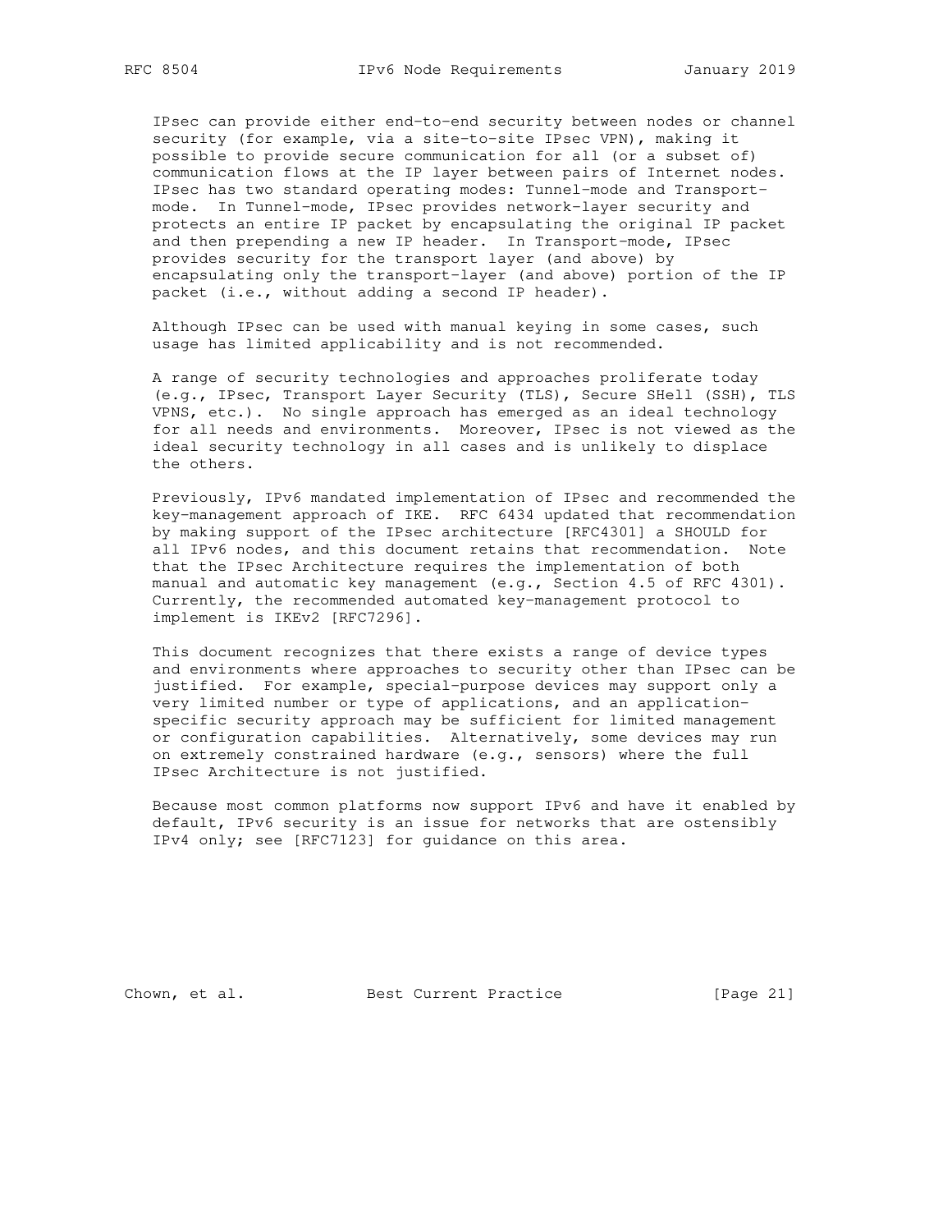IPsec can provide either end-to-end security between nodes or channel security (for example, via a site-to-site IPsec VPN), making it possible to provide secure communication for all (or a subset of) communication flows at the IP layer between pairs of Internet nodes. IPsec has two standard operating modes: Tunnel-mode and Transport-mode. In Tunnel-mode, IPsec provides network-layer security and protects an entire IP packet by encapsulating the original IP packet and then prepending a new IP header. In Transport-mode, IPsec provides security for the transport layer (and above) by encapsulating only the transport-layer (and above) portion of the IP packet (i.e., without adding a second IP header).

Although IPsec can be used with manual keying in some cases, such usage has limited applicability and is not recommended.

A range of security technologies and approaches proliferate today (e.g., IPsec, Transport Layer Security (TLS), Secure SHell (SSH), TLS VPNS, etc.). No single approach has emerged as an ideal technology for all needs and environments. Moreover, IPsec is not viewed as the ideal security technology in all cases and is unlikely to displace the others.

Previously, IPv6 mandated implementation of IPsec and recommended the key-management approach of IKE. RFC 6434 updated that recommendation by making support of the IPsec architecture [RFC4301] a SHOULD for all IPv6 nodes, and this document retains that recommendation. Note that the IPsec Architecture requires the implementation of both manual and automatic key management (e.g., Section 4.5 of RFC 4301). Currently, the recommended automated key-management protocol to implement is IKEv2 [RFC7296].

This document recognizes that there exists a range of device types and environments where approaches to security other than IPsec can be justified. For example, special-purpose devices may support only a very limited number or type of applications, and an application-specific security approach may be sufficient for limited management or configuration capabilities. Alternatively, some devices may run on extremely constrained hardware (e.g., sensors) where the full IPsec Architecture is not justified.

Because most common platforms now support IPv6 and have it enabled by default, IPv6 security is an issue for networks that are ostensibly IPv4 only; see [RFC7123] for guidance on this area.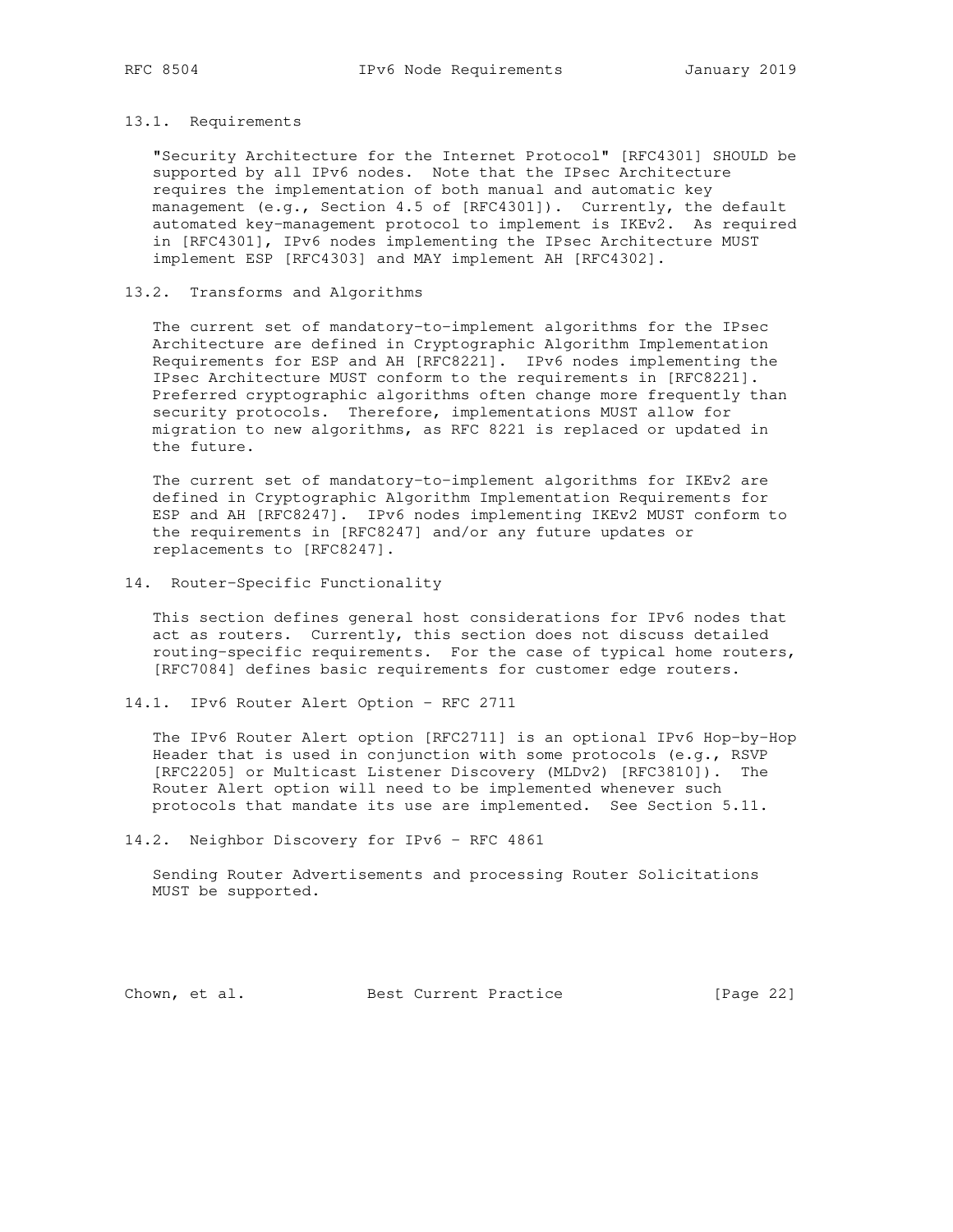### 13.1. Requirements

"Security Architecture for the Internet Protocol" [RFC4301] SHOULD be supported by all IPv6 nodes. Note that the IPsec Architecture requires the implementation of both manual and automatic key management (e.g., Section 4.5 of [RFC4301]). Currently, the default automated key-management protocol to implement is IKEv2. As required in [RFC4301], IPv6 nodes implementing the IPsec Architecture MUST implement ESP [RFC4303] and MAY implement AH [RFC4302].

### 13.2. Transforms and Algorithms

The current set of mandatory-to-implement algorithms for the IPsec Architecture are defined in Cryptographic Algorithm Implementation Requirements for ESP and AH [RFC8221]. IPv6 nodes implementing the IPsec Architecture MUST conform to the requirements in [RFC8221]. Preferred cryptographic algorithms often change more frequently than security protocols. Therefore, implementations MUST allow for migration to new algorithms, as RFC 8221 is replaced or updated in the future.

The current set of mandatory-to-implement algorithms for IKEv2 are defined in Cryptographic Algorithm Implementation Requirements for ESP and AH [RFC8247]. IPv6 nodes implementing IKEv2 MUST conform to the requirements in [RFC8247] and/or any future updates or replacements to [RFC8247].

## 14. Router-Specific Functionality

This section defines general host considerations for IPv6 nodes that act as routers. Currently, this section does not discuss detailed routing-specific requirements. For the case of typical home routers, [RFC7084] defines basic requirements for customer edge routers.

### 14.1. IPv6 Router Alert Option - RFC 2711

The IPv6 Router Alert option [RFC2711] is an optional IPv6 Hop-by-Hop Header that is used in conjunction with some protocols (e.g., RSVP [RFC2205] or Multicast Listener Discovery (MLDv2) [RFC3810]). The Router Alert option will need to be implemented whenever such protocols that mandate its use are implemented. See Section 5.11.

### 14.2. Neighbor Discovery for IPv6 - RFC 4861

Sending Router Advertisements and processing Router Solicitations MUST be supported.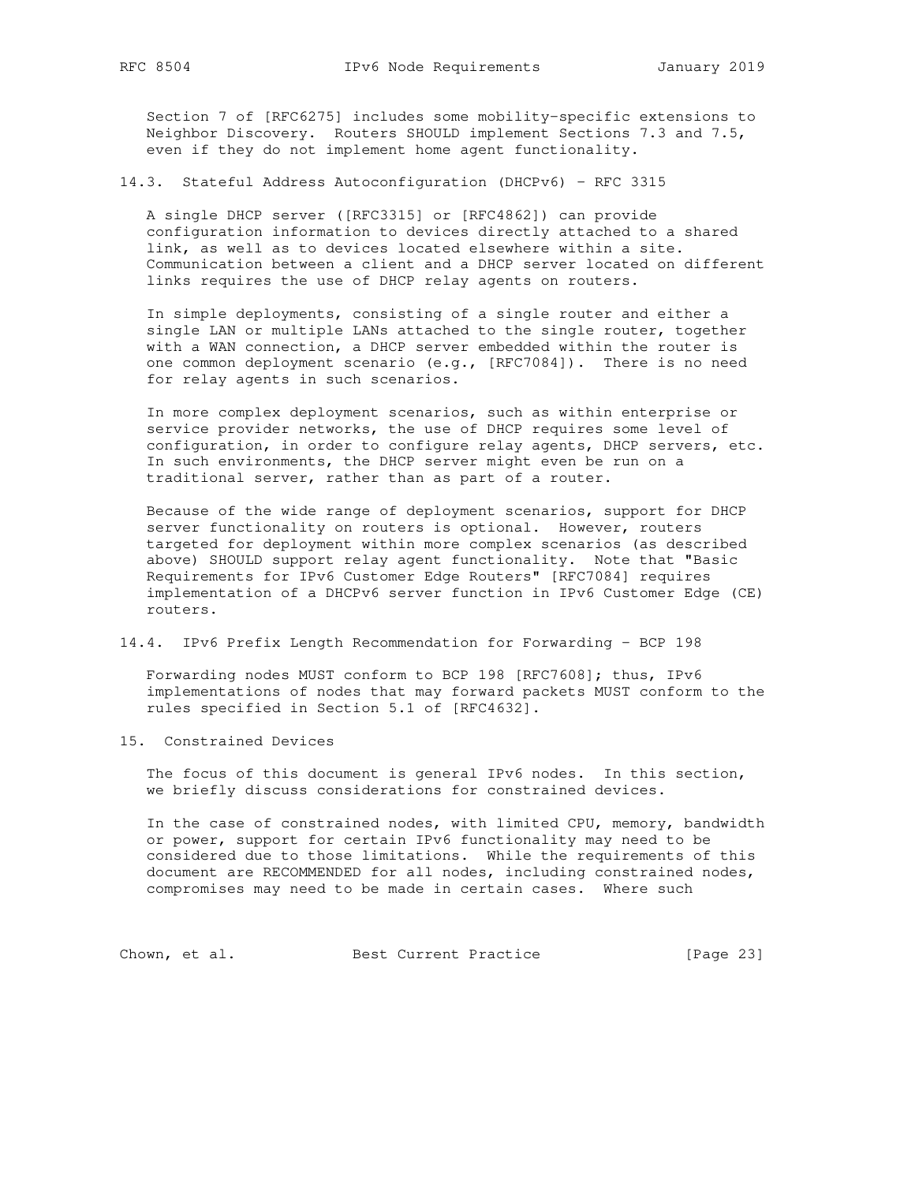Section 7 of [RFC6275] includes some mobility-specific extensions to Neighbor Discovery. Routers SHOULD implement Sections 7.3 and 7.5, even if they do not implement home agent functionality.

### 14.3. Stateful Address Autoconfiguration (DHCPv6) - RFC 3315

A single DHCP server ([RFC3315] or [RFC4862]) can provide configuration information to devices directly attached to a shared link, as well as to devices located elsewhere within a site. Communication between a client and a DHCP server located on different links requires the use of DHCP relay agents on routers.

In simple deployments, consisting of a single router and either a single LAN or multiple LANs attached to the single router, together with a WAN connection, a DHCP server embedded within the router is one common deployment scenario (e.g., [RFC7084]). There is no need for relay agents in such scenarios.

In more complex deployment scenarios, such as within enterprise or service provider networks, the use of DHCP requires some level of configuration, in order to configure relay agents, DHCP servers, etc. In such environments, the DHCP server might even be run on a traditional server, rather than as part of a router.

Because of the wide range of deployment scenarios, support for DHCP server functionality on routers is optional. However, routers targeted for deployment within more complex scenarios (as described above) SHOULD support relay agent functionality. Note that "Basic Requirements for IPv6 Customer Edge Routers" [RFC7084] requires implementation of a DHCPv6 server function in IPv6 Customer Edge (CE) routers.

### 14.4. IPv6 Prefix Length Recommendation for Forwarding - BCP 198

Forwarding nodes MUST conform to BCP 198 [RFC7608]; thus, IPv6 implementations of nodes that may forward packets MUST conform to the rules specified in Section 5.1 of [RFC4632].

## 15. Constrained Devices

The focus of this document is general IPv6 nodes. In this section, we briefly discuss considerations for constrained devices.

In the case of constrained nodes, with limited CPU, memory, bandwidth or power, support for certain IPv6 functionality may need to be considered due to those limitations. While the requirements of this document are RECOMMENDED for all nodes, including constrained nodes, compromises may need to be made in certain cases. Where such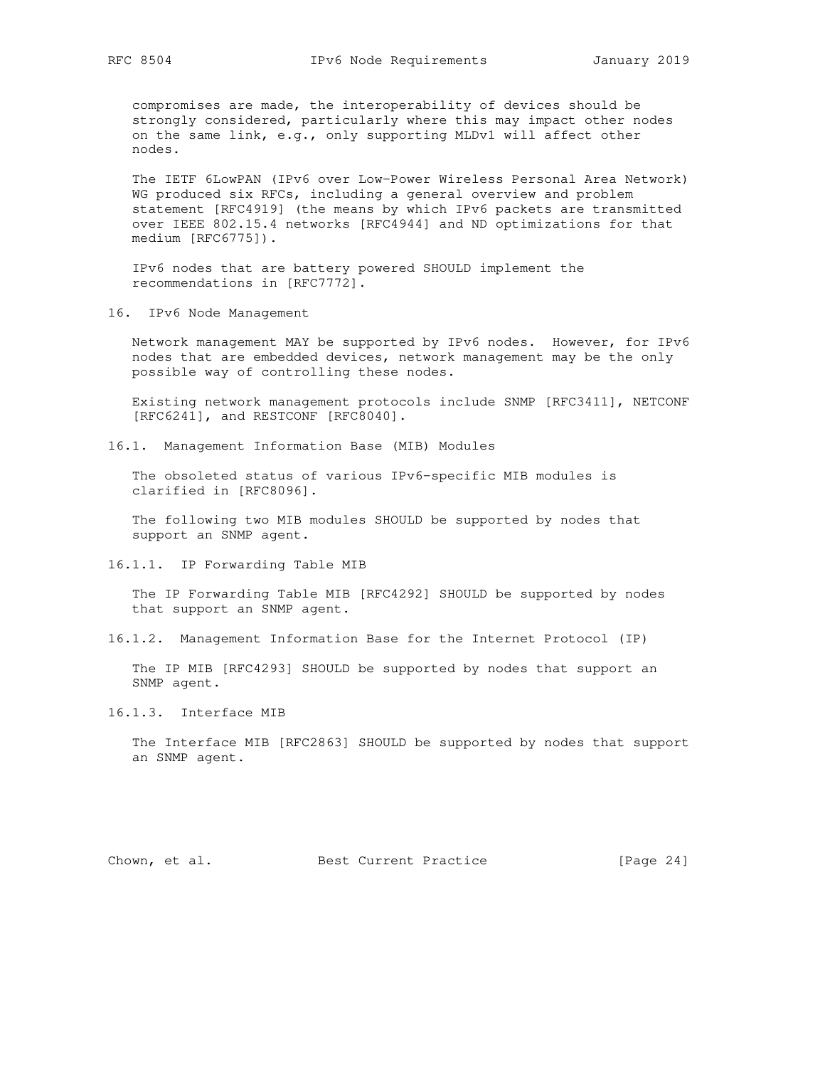compromises are made, the interoperability of devices should be strongly considered, particularly where this may impact other nodes on the same link, e.g., only supporting MLDv1 will affect other nodes.

The IETF 6LowPAN (IPv6 over Low-Power Wireless Personal Area Network) WG produced six RFCs, including a general overview and problem statement [RFC4919] (the means by which IPv6 packets are transmitted over IEEE 802.15.4 networks [RFC4944] and ND optimizations for that medium [RFC6775]).

IPv6 nodes that are battery powered SHOULD implement the recommendations in [RFC7772].

## 16. IPv6 Node Management

Network management MAY be supported by IPv6 nodes. However, for IPv6 nodes that are embedded devices, network management may be the only possible way of controlling these nodes.

Existing network management protocols include SNMP [RFC3411], NETCONF [RFC6241], and RESTCONF [RFC8040].

### 16.1. Management Information Base (MIB) Modules

The obsoleted status of various IPv6-specific MIB modules is clarified in [RFC8096].

The following two MIB modules SHOULD be supported by nodes that support an SNMP agent.

#### 16.1.1. IP Forwarding Table MIB

The IP Forwarding Table MIB [RFC4292] SHOULD be supported by nodes that support an SNMP agent.

#### 16.1.2. Management Information Base for the Internet Protocol (IP)

The IP MIB [RFC4293] SHOULD be supported by nodes that support an SNMP agent.

#### 16.1.3. Interface MIB

The Interface MIB [RFC2863] SHOULD be supported by nodes that support an SNMP agent.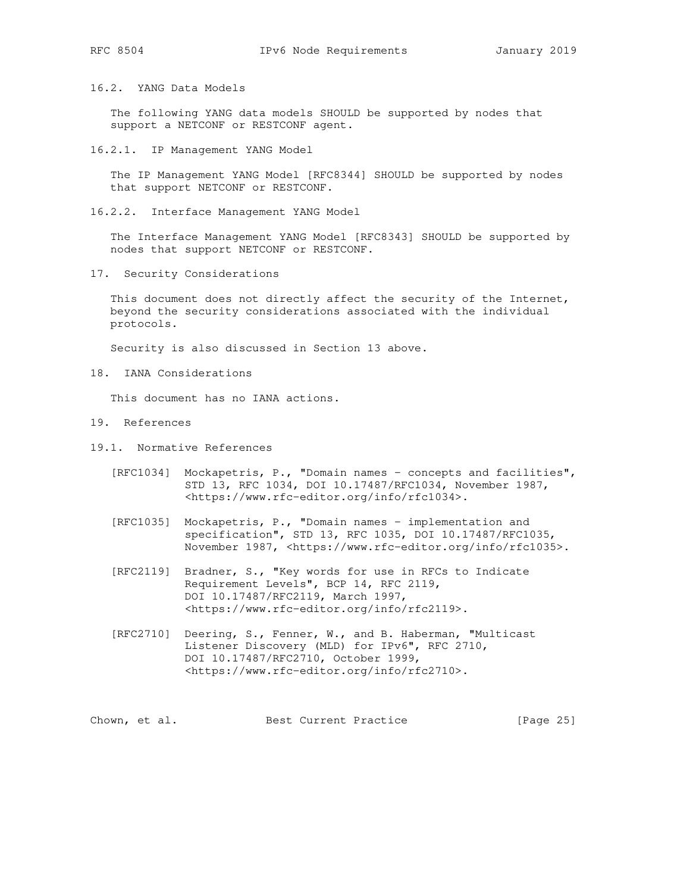### 16.2. YANG Data Models

The following YANG data models SHOULD be supported by nodes that support a NETCONF or RESTCONF agent.

#### 16.2.1. IP Management YANG Model

The IP Management YANG Model [RFC8344] SHOULD be supported by nodes that support NETCONF or RESTCONF.

#### 16.2.2. Interface Management YANG Model

The Interface Management YANG Model [RFC8343] SHOULD be supported by nodes that support NETCONF or RESTCONF.

## 17. Security Considerations

This document does not directly affect the security of the Internet, beyond the security considerations associated with the individual protocols.

Security is also discussed in Section 13 above.

## 18. IANA Considerations

This document has no IANA actions.

## 19. References

### 19.1. Normative References

[RFC1034] Mockapetris, P., "Domain names - concepts and facilities", STD 13, RFC 1034, DOI 10.17487/RFC1034, November 1987, <https://www.rfc-editor.org/info/rfc1034>.

[RFC1035] Mockapetris, P., "Domain names - implementation and specification", STD 13, RFC 1035, DOI 10.17487/RFC1035, November 1987, <https://www.rfc-editor.org/info/rfc1035>.

[RFC2119] Bradner, S., "Key words for use in RFCs to Indicate Requirement Levels", BCP 14, RFC 2119, DOI 10.17487/RFC2119, March 1997, <https://www.rfc-editor.org/info/rfc2119>.

[RFC2710] Deering, S., Fenner, W., and B. Haberman, "Multicast Listener Discovery (MLD) for IPv6", RFC 2710, DOI 10.17487/RFC2710, October 1999, <https://www.rfc-editor.org/info/rfc2710>.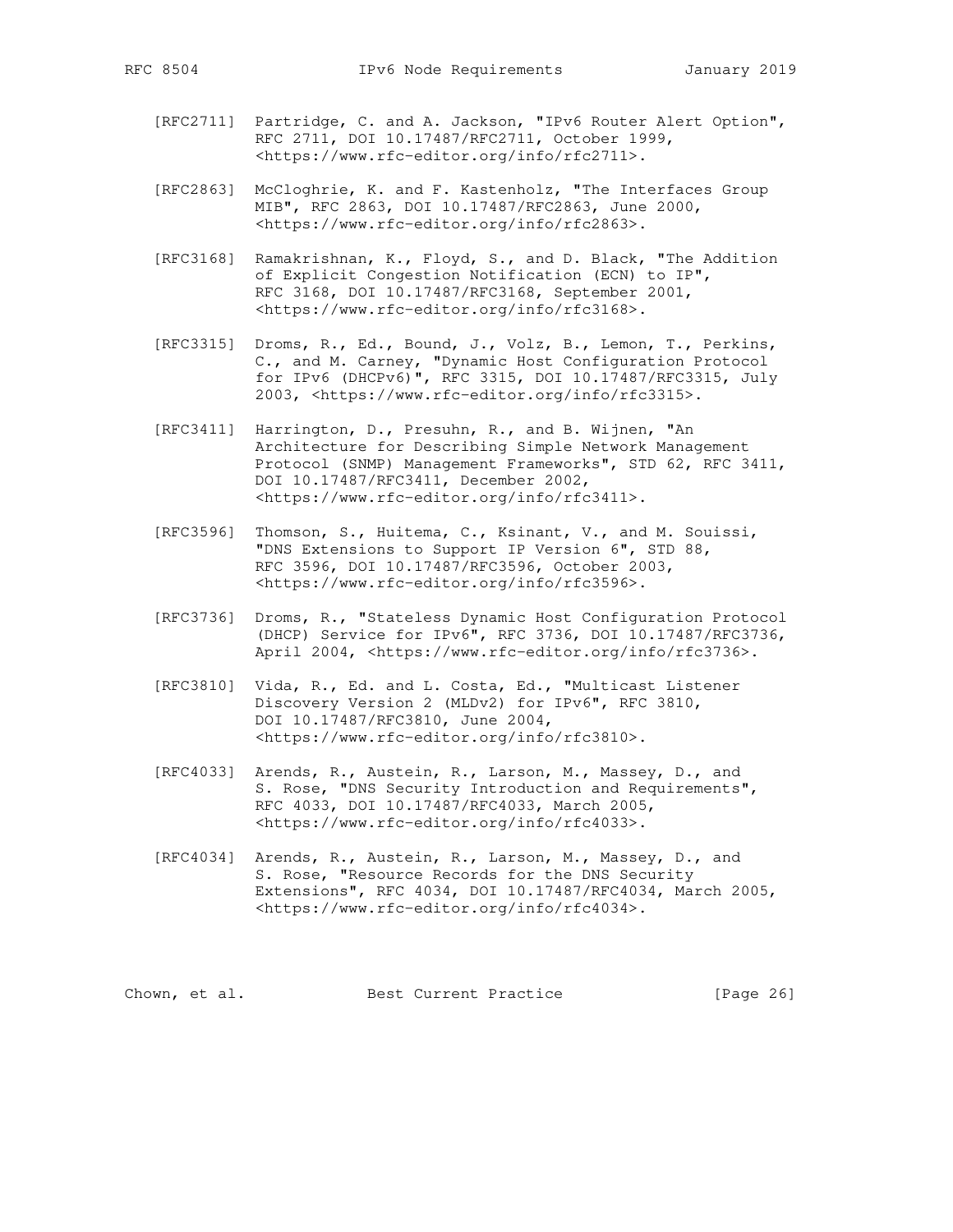[RFC2711] Partridge, C. and A. Jackson, "IPv6 Router Alert Option", RFC 2711, DOI 10.17487/RFC2711, October 1999, <https://www.rfc-editor.org/info/rfc2711>.

[RFC2863] McCloghrie, K. and F. Kastenholz, "The Interfaces Group MIB", RFC 2863, DOI 10.17487/RFC2863, June 2000, <https://www.rfc-editor.org/info/rfc2863>.

[RFC3168] Ramakrishnan, K., Floyd, S., and D. Black, "The Addition of Explicit Congestion Notification (ECN) to IP", RFC 3168, DOI 10.17487/RFC3168, September 2001, <https://www.rfc-editor.org/info/rfc3168>.

[RFC3315] Droms, R., Ed., Bound, J., Volz, B., Lemon, T., Perkins, C., and M. Carney, "Dynamic Host Configuration Protocol for IPv6 (DHCPv6)", RFC 3315, DOI 10.17487/RFC3315, July 2003, <https://www.rfc-editor.org/info/rfc3315>.

[RFC3411] Harrington, D., Presuhn, R., and B. Wijnen, "An Architecture for Describing Simple Network Management Protocol (SNMP) Management Frameworks", STD 62, RFC 3411, DOI 10.17487/RFC3411, December 2002, <https://www.rfc-editor.org/info/rfc3411>.

[RFC3596] Thomson, S., Huitema, C., Ksinant, V., and M. Souissi, "DNS Extensions to Support IP Version 6", STD 88, RFC 3596, DOI 10.17487/RFC3596, October 2003, <https://www.rfc-editor.org/info/rfc3596>.

[RFC3736] Droms, R., "Stateless Dynamic Host Configuration Protocol (DHCP) Service for IPv6", RFC 3736, DOI 10.17487/RFC3736, April 2004, <https://www.rfc-editor.org/info/rfc3736>.

[RFC3810] Vida, R., Ed. and L. Costa, Ed., "Multicast Listener Discovery Version 2 (MLDv2) for IPv6", RFC 3810, DOI 10.17487/RFC3810, June 2004, <https://www.rfc-editor.org/info/rfc3810>.

[RFC4033] Arends, R., Austein, R., Larson, M., Massey, D., and S. Rose, "DNS Security Introduction and Requirements", RFC 4033, DOI 10.17487/RFC4033, March 2005, <https://www.rfc-editor.org/info/rfc4033>.

[RFC4034] Arends, R., Austein, R., Larson, M., Massey, D., and S. Rose, "Resource Records for the DNS Security Extensions", RFC 4034, DOI 10.17487/RFC4034, March 2005, <https://www.rfc-editor.org/info/rfc4034>.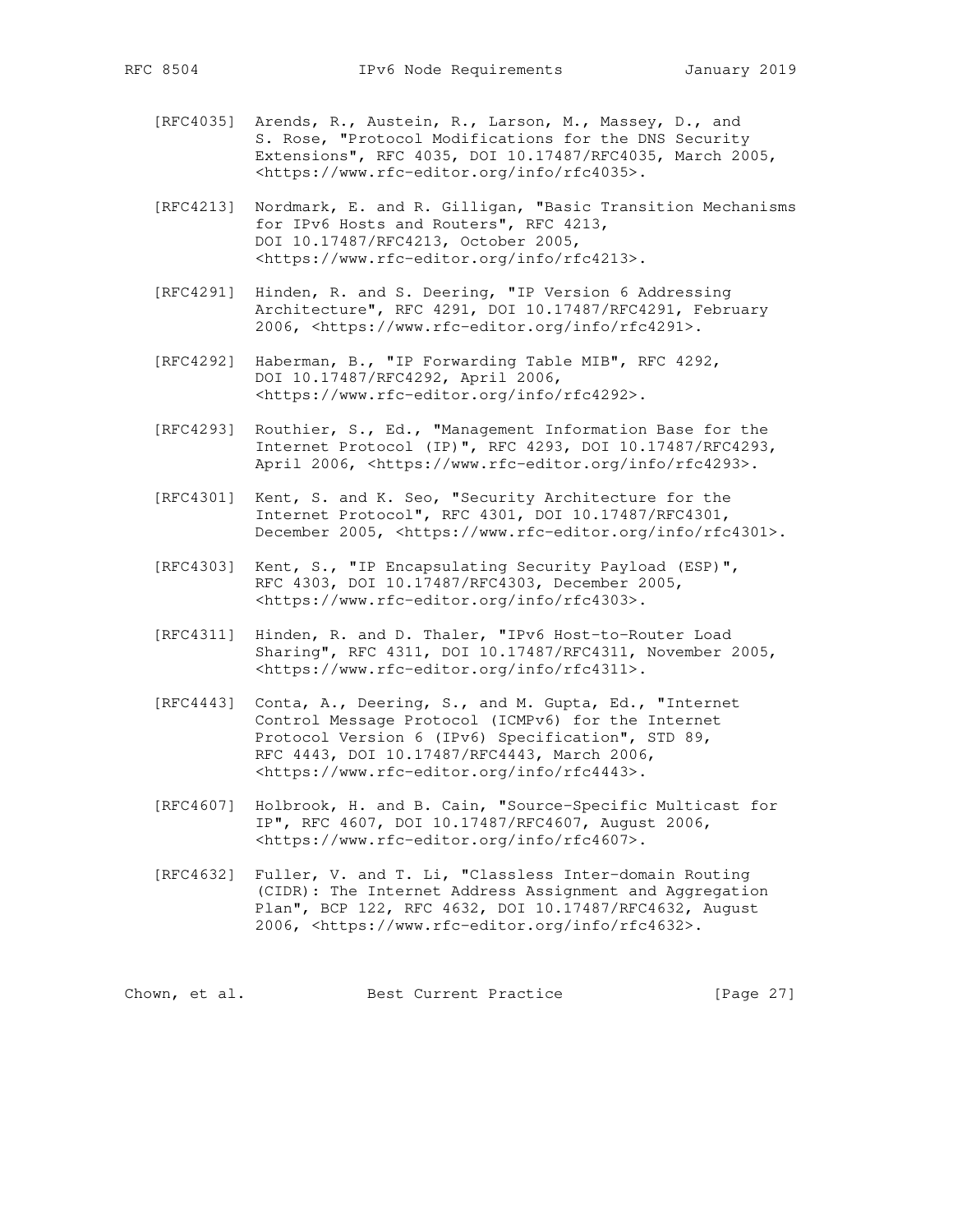[RFC4035] Arends, R., Austein, R., Larson, M., Massey, D., and S. Rose, "Protocol Modifications for the DNS Security Extensions", RFC 4035, DOI 10.17487/RFC4035, March 2005, <https://www.rfc-editor.org/info/rfc4035>.

[RFC4213] Nordmark, E. and R. Gilligan, "Basic Transition Mechanisms for IPv6 Hosts and Routers", RFC 4213, DOI 10.17487/RFC4213, October 2005, <https://www.rfc-editor.org/info/rfc4213>.

[RFC4291] Hinden, R. and S. Deering, "IP Version 6 Addressing Architecture", RFC 4291, DOI 10.17487/RFC4291, February 2006, <https://www.rfc-editor.org/info/rfc4291>.

[RFC4292] Haberman, B., "IP Forwarding Table MIB", RFC 4292, DOI 10.17487/RFC4292, April 2006, <https://www.rfc-editor.org/info/rfc4292>.

[RFC4293] Routhier, S., Ed., "Management Information Base for the Internet Protocol (IP)", RFC 4293, DOI 10.17487/RFC4293, April 2006, <https://www.rfc-editor.org/info/rfc4293>.

[RFC4301] Kent, S. and K. Seo, "Security Architecture for the Internet Protocol", RFC 4301, DOI 10.17487/RFC4301, December 2005, <https://www.rfc-editor.org/info/rfc4301>.

[RFC4303] Kent, S., "IP Encapsulating Security Payload (ESP)", RFC 4303, DOI 10.17487/RFC4303, December 2005, <https://www.rfc-editor.org/info/rfc4303>.

[RFC4311] Hinden, R. and D. Thaler, "IPv6 Host-to-Router Load Sharing", RFC 4311, DOI 10.17487/RFC4311, November 2005, <https://www.rfc-editor.org/info/rfc4311>.

[RFC4443] Conta, A., Deering, S., and M. Gupta, Ed., "Internet Control Message Protocol (ICMPv6) for the Internet Protocol Version 6 (IPv6) Specification", STD 89, RFC 4443, DOI 10.17487/RFC4443, March 2006, <https://www.rfc-editor.org/info/rfc4443>.

[RFC4607] Holbrook, H. and B. Cain, "Source-Specific Multicast for IP", RFC 4607, DOI 10.17487/RFC4607, August 2006, <https://www.rfc-editor.org/info/rfc4607>.

[RFC4632] Fuller, V. and T. Li, "Classless Inter-domain Routing (CIDR): The Internet Address Assignment and Aggregation Plan", BCP 122, RFC 4632, DOI 10.17487/RFC4632, August 2006, <https://www.rfc-editor.org/info/rfc4632>.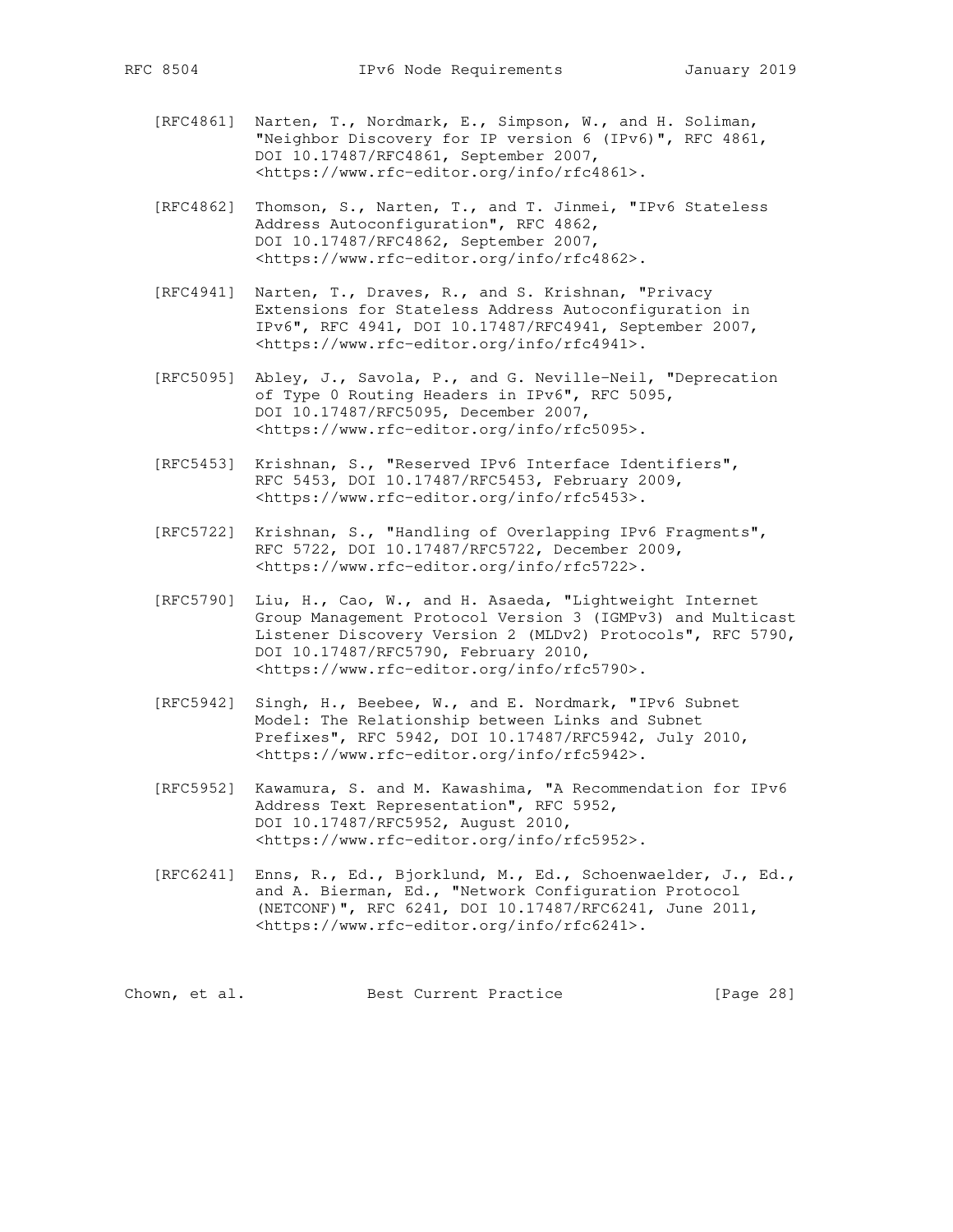[RFC4861] Narten, T., Nordmark, E., Simpson, W., and H. Soliman, "Neighbor Discovery for IP version 6 (IPv6)", RFC 4861, DOI 10.17487/RFC4861, September 2007, <https://www.rfc-editor.org/info/rfc4861>.

[RFC4862] Thomson, S., Narten, T., and T. Jinmei, "IPv6 Stateless Address Autoconfiguration", RFC 4862, DOI 10.17487/RFC4862, September 2007, <https://www.rfc-editor.org/info/rfc4862>.

[RFC4941] Narten, T., Draves, R., and S. Krishnan, "Privacy Extensions for Stateless Address Autoconfiguration in IPv6", RFC 4941, DOI 10.17487/RFC4941, September 2007, <https://www.rfc-editor.org/info/rfc4941>.

[RFC5095] Abley, J., Savola, P., and G. Neville-Neil, "Deprecation of Type 0 Routing Headers in IPv6", RFC 5095, DOI 10.17487/RFC5095, December 2007, <https://www.rfc-editor.org/info/rfc5095>.

[RFC5453] Krishnan, S., "Reserved IPv6 Interface Identifiers", RFC 5453, DOI 10.17487/RFC5453, February 2009, <https://www.rfc-editor.org/info/rfc5453>.

[RFC5722] Krishnan, S., "Handling of Overlapping IPv6 Fragments", RFC 5722, DOI 10.17487/RFC5722, December 2009, <https://www.rfc-editor.org/info/rfc5722>.

[RFC5790] Liu, H., Cao, W., and H. Asaeda, "Lightweight Internet Group Management Protocol Version 3 (IGMPv3) and Multicast Listener Discovery Version 2 (MLDv2) Protocols", RFC 5790, DOI 10.17487/RFC5790, February 2010, <https://www.rfc-editor.org/info/rfc5790>.

[RFC5942] Singh, H., Beebee, W., and E. Nordmark, "IPv6 Subnet Model: The Relationship between Links and Subnet Prefixes", RFC 5942, DOI 10.17487/RFC5942, July 2010, <https://www.rfc-editor.org/info/rfc5942>.

[RFC5952] Kawamura, S. and M. Kawashima, "A Recommendation for IPv6 Address Text Representation", RFC 5952, DOI 10.17487/RFC5952, August 2010, <https://www.rfc-editor.org/info/rfc5952>.

[RFC6241] Enns, R., Ed., Bjorklund, M., Ed., Schoenwaelder, J., Ed., and A. Bierman, Ed., "Network Configuration Protocol (NETCONF)", RFC 6241, DOI 10.17487/RFC6241, June 2011, <https://www.rfc-editor.org/info/rfc6241>.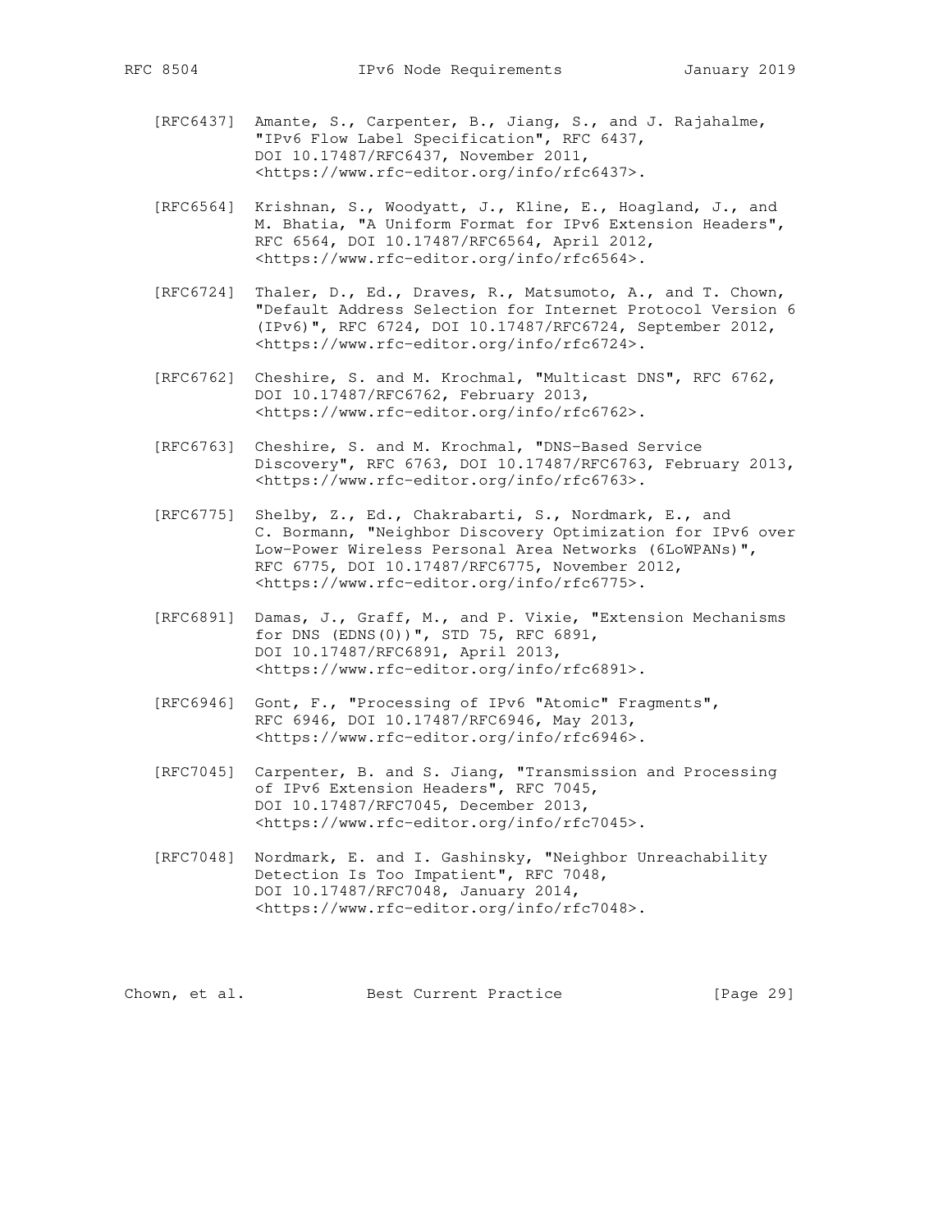[RFC6437] Amante, S., Carpenter, B., Jiang, S., and J. Rajahalme, "IPv6 Flow Label Specification", RFC 6437, DOI 10.17487/RFC6437, November 2011, <https://www.rfc-editor.org/info/rfc6437>.

[RFC6564] Krishnan, S., Woodyatt, J., Kline, E., Hoagland, J., and M. Bhatia, "A Uniform Format for IPv6 Extension Headers", RFC 6564, DOI 10.17487/RFC6564, April 2012, <https://www.rfc-editor.org/info/rfc6564>.

[RFC6724] Thaler, D., Ed., Draves, R., Matsumoto, A., and T. Chown, "Default Address Selection for Internet Protocol Version 6 (IPv6)", RFC 6724, DOI 10.17487/RFC6724, September 2012, <https://www.rfc-editor.org/info/rfc6724>.

[RFC6762] Cheshire, S. and M. Krochmal, "Multicast DNS", RFC 6762, DOI 10.17487/RFC6762, February 2013, <https://www.rfc-editor.org/info/rfc6762>.

[RFC6763] Cheshire, S. and M. Krochmal, "DNS-Based Service Discovery", RFC 6763, DOI 10.17487/RFC6763, February 2013, <https://www.rfc-editor.org/info/rfc6763>.

[RFC6775] Shelby, Z., Ed., Chakrabarti, S., Nordmark, E., and C. Bormann, "Neighbor Discovery Optimization for IPv6 over Low-Power Wireless Personal Area Networks (6LoWPANs)", RFC 6775, DOI 10.17487/RFC6775, November 2012, <https://www.rfc-editor.org/info/rfc6775>.

[RFC6891] Damas, J., Graff, M., and P. Vixie, "Extension Mechanisms for DNS (EDNS(0))", STD 75, RFC 6891, DOI 10.17487/RFC6891, April 2013, <https://www.rfc-editor.org/info/rfc6891>.

[RFC6946] Gont, F., "Processing of IPv6 "Atomic" Fragments", RFC 6946, DOI 10.17487/RFC6946, May 2013, <https://www.rfc-editor.org/info/rfc6946>.

[RFC7045] Carpenter, B. and S. Jiang, "Transmission and Processing of IPv6 Extension Headers", RFC 7045, DOI 10.17487/RFC7045, December 2013, <https://www.rfc-editor.org/info/rfc7045>.

[RFC7048] Nordmark, E. and I. Gashinsky, "Neighbor Unreachability Detection Is Too Impatient", RFC 7048, DOI 10.17487/RFC7048, January 2014, <https://www.rfc-editor.org/info/rfc7048>.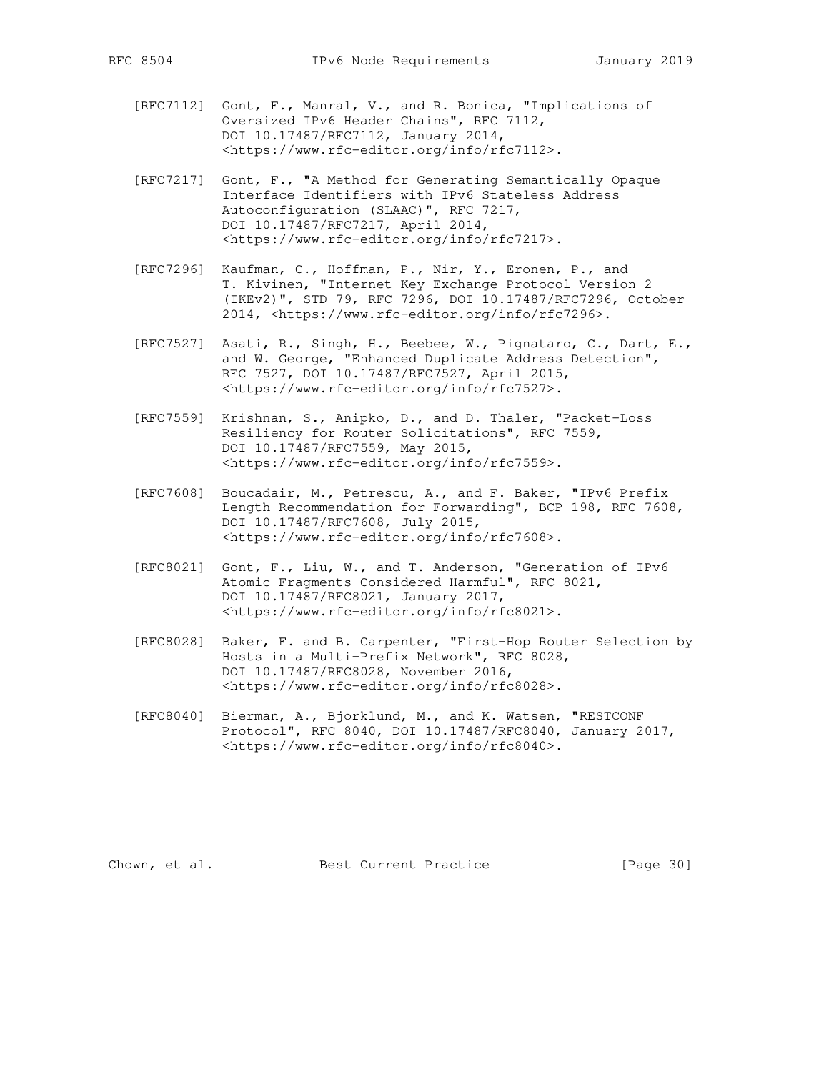[RFC7112] Gont, F., Manral, V., and R. Bonica, "Implications of Oversized IPv6 Header Chains", RFC 7112, DOI 10.17487/RFC7112, January 2014, <https://www.rfc-editor.org/info/rfc7112>.

[RFC7217] Gont, F., "A Method for Generating Semantically Opaque Interface Identifiers with IPv6 Stateless Address Autoconfiguration (SLAAC)", RFC 7217, DOI 10.17487/RFC7217, April 2014, <https://www.rfc-editor.org/info/rfc7217>.

[RFC7296] Kaufman, C., Hoffman, P., Nir, Y., Eronen, P., and T. Kivinen, "Internet Key Exchange Protocol Version 2 (IKEv2)", STD 79, RFC 7296, DOI 10.17487/RFC7296, October 2014, <https://www.rfc-editor.org/info/rfc7296>.

[RFC7527] Asati, R., Singh, H., Beebee, W., Pignataro, C., Dart, E., and W. George, "Enhanced Duplicate Address Detection", RFC 7527, DOI 10.17487/RFC7527, April 2015, <https://www.rfc-editor.org/info/rfc7527>.

[RFC7559] Krishnan, S., Anipko, D., and D. Thaler, "Packet-Loss Resiliency for Router Solicitations", RFC 7559, DOI 10.17487/RFC7559, May 2015, <https://www.rfc-editor.org/info/rfc7559>.

[RFC7608] Boucadair, M., Petrescu, A., and F. Baker, "IPv6 Prefix Length Recommendation for Forwarding", BCP 198, RFC 7608, DOI 10.17487/RFC7608, July 2015, <https://www.rfc-editor.org/info/rfc7608>.

[RFC8021] Gont, F., Liu, W., and T. Anderson, "Generation of IPv6 Atomic Fragments Considered Harmful", RFC 8021, DOI 10.17487/RFC8021, January 2017, <https://www.rfc-editor.org/info/rfc8021>.

[RFC8028] Baker, F. and B. Carpenter, "First-Hop Router Selection by Hosts in a Multi-Prefix Network", RFC 8028, DOI 10.17487/RFC8028, November 2016, <https://www.rfc-editor.org/info/rfc8028>.

[RFC8040] Bierman, A., Bjorklund, M., and K. Watsen, "RESTCONF Protocol", RFC 8040, DOI 10.17487/RFC8040, January 2017, <https://www.rfc-editor.org/info/rfc8040>.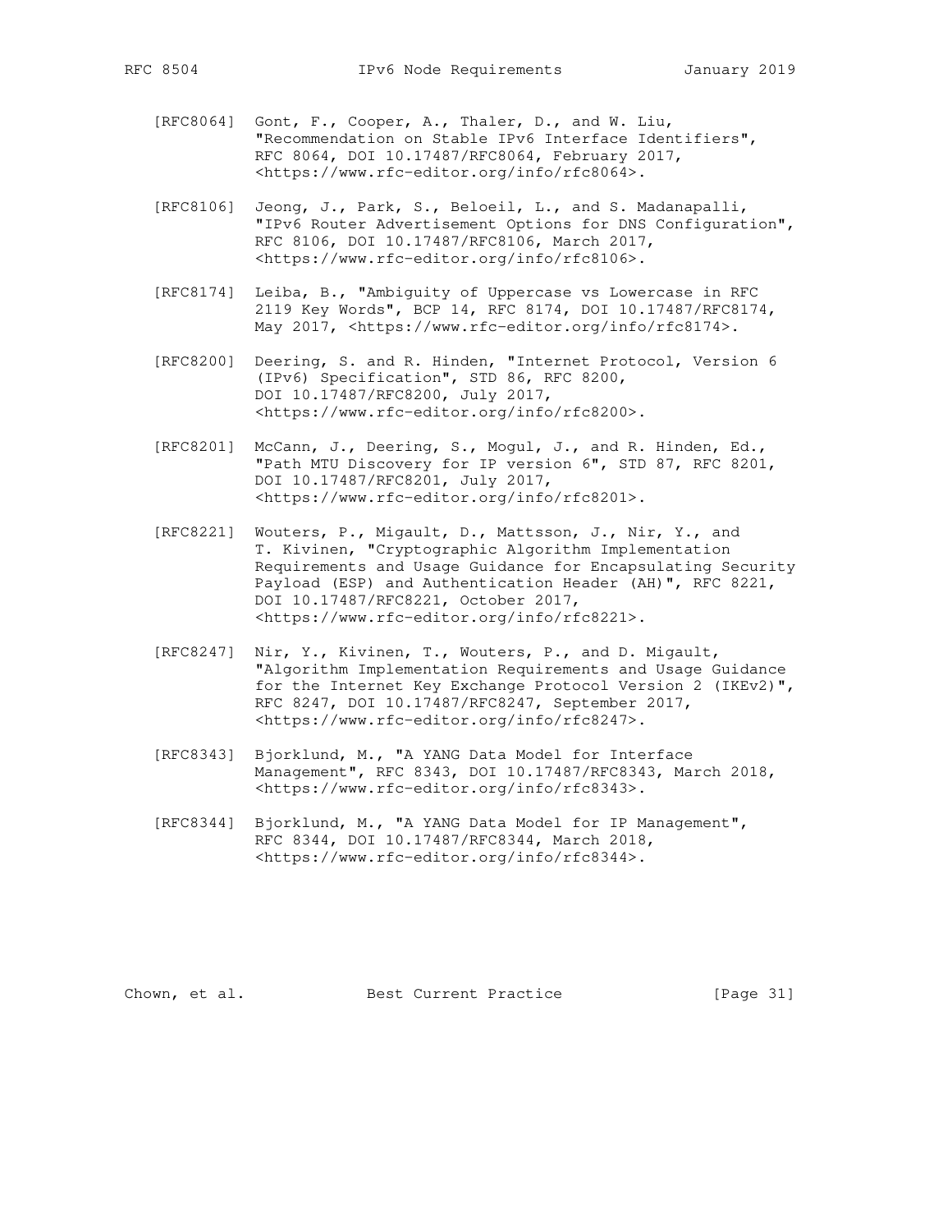[RFC8064] Gont, F., Cooper, A., Thaler, D., and W. Liu, "Recommendation on Stable IPv6 Interface Identifiers", RFC 8064, DOI 10.17487/RFC8064, February 2017, <https://www.rfc-editor.org/info/rfc8064>.

[RFC8106] Jeong, J., Park, S., Beloeil, L., and S. Madanapalli, "IPv6 Router Advertisement Options for DNS Configuration", RFC 8106, DOI 10.17487/RFC8106, March 2017, <https://www.rfc-editor.org/info/rfc8106>.

[RFC8174] Leiba, B., "Ambiguity of Uppercase vs Lowercase in RFC 2119 Key Words", BCP 14, RFC 8174, DOI 10.17487/RFC8174, May 2017, <https://www.rfc-editor.org/info/rfc8174>.

[RFC8200] Deering, S. and R. Hinden, "Internet Protocol, Version 6 (IPv6) Specification", STD 86, RFC 8200, DOI 10.17487/RFC8200, July 2017, <https://www.rfc-editor.org/info/rfc8200>.

[RFC8201] McCann, J., Deering, S., Mogul, J., and R. Hinden, Ed., "Path MTU Discovery for IP version 6", STD 87, RFC 8201, DOI 10.17487/RFC8201, July 2017, <https://www.rfc-editor.org/info/rfc8201>.

[RFC8221] Wouters, P., Migault, D., Mattsson, J., Nir, Y., and T. Kivinen, "Cryptographic Algorithm Implementation Requirements and Usage Guidance for Encapsulating Security Payload (ESP) and Authentication Header (AH)", RFC 8221, DOI 10.17487/RFC8221, October 2017, <https://www.rfc-editor.org/info/rfc8221>.

[RFC8247] Nir, Y., Kivinen, T., Wouters, P., and D. Migault, "Algorithm Implementation Requirements and Usage Guidance for the Internet Key Exchange Protocol Version 2 (IKEv2)", RFC 8247, DOI 10.17487/RFC8247, September 2017, <https://www.rfc-editor.org/info/rfc8247>.

[RFC8343] Bjorklund, M., "A YANG Data Model for Interface Management", RFC 8343, DOI 10.17487/RFC8343, March 2018, <https://www.rfc-editor.org/info/rfc8343>.

[RFC8344] Bjorklund, M., "A YANG Data Model for IP Management", RFC 8344, DOI 10.17487/RFC8344, March 2018, <https://www.rfc-editor.org/info/rfc8344>.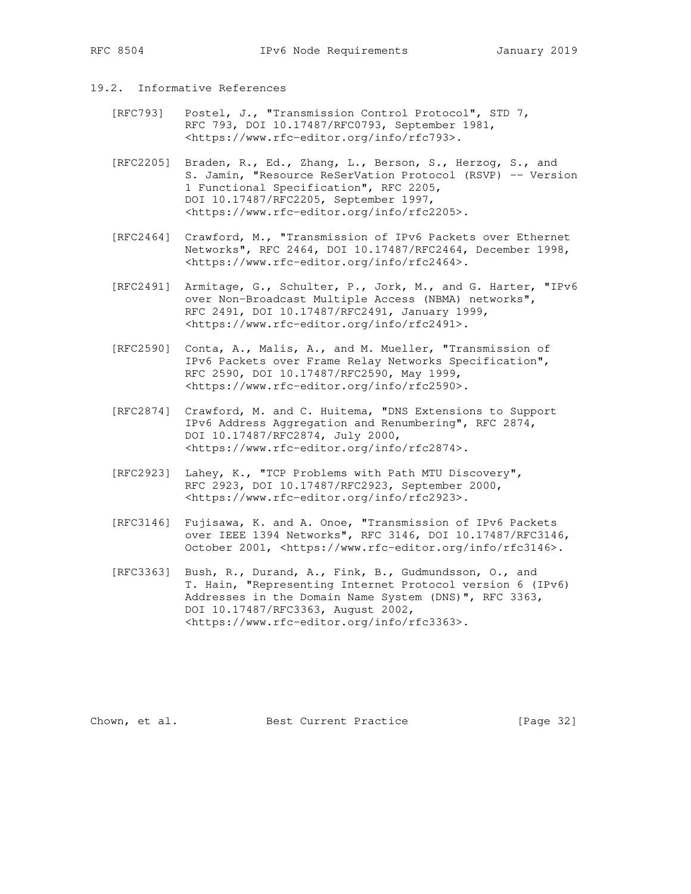## 19.2. Informative References

[RFC793] Postel, J., "Transmission Control Protocol", STD 7, RFC 793, DOI 10.17487/RFC0793, September 1981, <https://www.rfc-editor.org/info/rfc793>.

[RFC2205] Braden, R., Ed., Zhang, L., Berson, S., Herzog, S., and S. Jamin, "Resource ReSerVation Protocol (RSVP) -- Version 1 Functional Specification", RFC 2205, DOI 10.17487/RFC2205, September 1997, <https://www.rfc-editor.org/info/rfc2205>.

[RFC2464] Crawford, M., "Transmission of IPv6 Packets over Ethernet Networks", RFC 2464, DOI 10.17487/RFC2464, December 1998, <https://www.rfc-editor.org/info/rfc2464>.

[RFC2491] Armitage, G., Schulter, P., Jork, M., and G. Harter, "IPv6 over Non-Broadcast Multiple Access (NBMA) networks", RFC 2491, DOI 10.17487/RFC2491, January 1999, <https://www.rfc-editor.org/info/rfc2491>.

[RFC2590] Conta, A., Malis, A., and M. Mueller, "Transmission of IPv6 Packets over Frame Relay Networks Specification", RFC 2590, DOI 10.17487/RFC2590, May 1999, <https://www.rfc-editor.org/info/rfc2590>.

[RFC2874] Crawford, M. and C. Huitema, "DNS Extensions to Support IPv6 Address Aggregation and Renumbering", RFC 2874, DOI 10.17487/RFC2874, July 2000, <https://www.rfc-editor.org/info/rfc2874>.

[RFC2923] Lahey, K., "TCP Problems with Path MTU Discovery", RFC 2923, DOI 10.17487/RFC2923, September 2000, <https://www.rfc-editor.org/info/rfc2923>.

[RFC3146] Fujisawa, K. and A. Onoe, "Transmission of IPv6 Packets over IEEE 1394 Networks", RFC 3146, DOI 10.17487/RFC3146, October 2001, <https://www.rfc-editor.org/info/rfc3146>.

[RFC3363] Bush, R., Durand, A., Fink, B., Gudmundsson, O., and T. Hain, "Representing Internet Protocol version 6 (IPv6) Addresses in the Domain Name System (DNS)", RFC 3363, DOI 10.17487/RFC3363, August 2002, <https://www.rfc-editor.org/info/rfc3363>.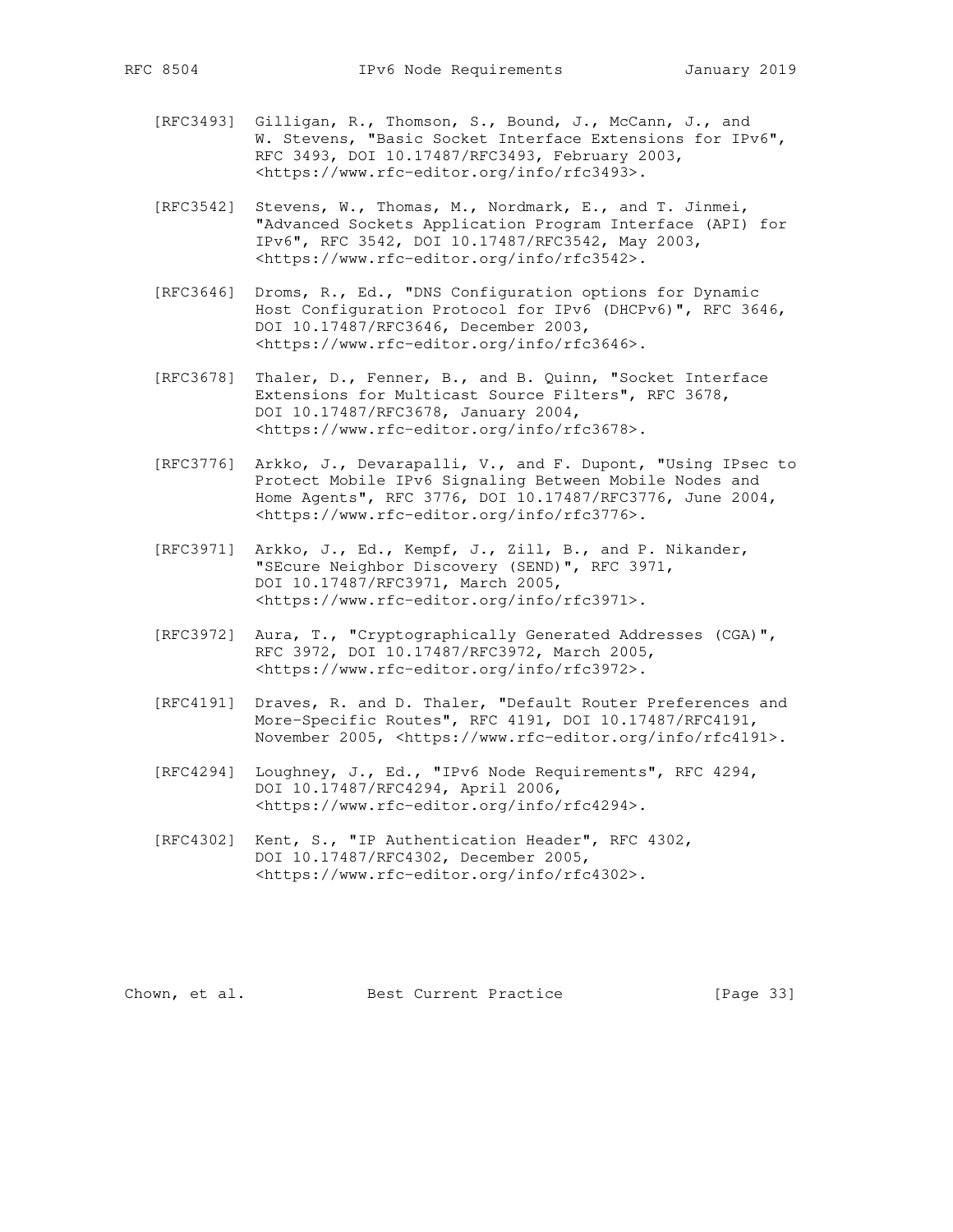[RFC3493] Gilligan, R., Thomson, S., Bound, J., McCann, J., and W. Stevens, "Basic Socket Interface Extensions for IPv6", RFC 3493, DOI 10.17487/RFC3493, February 2003, <https://www.rfc-editor.org/info/rfc3493>.

[RFC3542] Stevens, W., Thomas, M., Nordmark, E., and T. Jinmei, "Advanced Sockets Application Program Interface (API) for IPv6", RFC 3542, DOI 10.17487/RFC3542, May 2003, <https://www.rfc-editor.org/info/rfc3542>.

[RFC3646] Droms, R., Ed., "DNS Configuration options for Dynamic Host Configuration Protocol for IPv6 (DHCPv6)", RFC 3646, DOI 10.17487/RFC3646, December 2003, <https://www.rfc-editor.org/info/rfc3646>.

[RFC3678] Thaler, D., Fenner, B., and B. Quinn, "Socket Interface Extensions for Multicast Source Filters", RFC 3678, DOI 10.17487/RFC3678, January 2004, <https://www.rfc-editor.org/info/rfc3678>.

[RFC3776] Arkko, J., Devarapalli, V., and F. Dupont, "Using IPsec to Protect Mobile IPv6 Signaling Between Mobile Nodes and Home Agents", RFC 3776, DOI 10.17487/RFC3776, June 2004, <https://www.rfc-editor.org/info/rfc3776>.

[RFC3971] Arkko, J., Ed., Kempf, J., Zill, B., and P. Nikander, "SEcure Neighbor Discovery (SEND)", RFC 3971, DOI 10.17487/RFC3971, March 2005, <https://www.rfc-editor.org/info/rfc3971>.

[RFC3972] Aura, T., "Cryptographically Generated Addresses (CGA)", RFC 3972, DOI 10.17487/RFC3972, March 2005, <https://www.rfc-editor.org/info/rfc3972>.

[RFC4191] Draves, R. and D. Thaler, "Default Router Preferences and More-Specific Routes", RFC 4191, DOI 10.17487/RFC4191, November 2005, <https://www.rfc-editor.org/info/rfc4191>.

[RFC4294] Loughney, J., Ed., "IPv6 Node Requirements", RFC 4294, DOI 10.17487/RFC4294, April 2006, <https://www.rfc-editor.org/info/rfc4294>.

[RFC4302] Kent, S., "IP Authentication Header", RFC 4302, DOI 10.17487/RFC4302, December 2005, <https://www.rfc-editor.org/info/rfc4302>.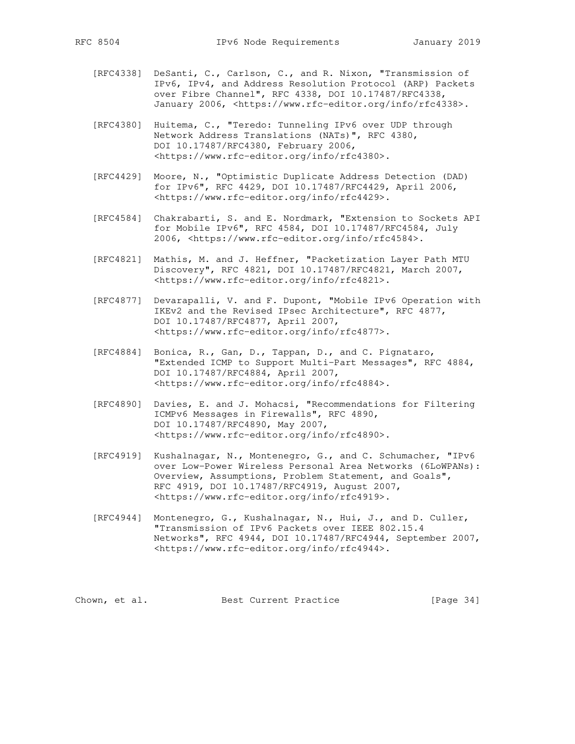[RFC4338] DeSanti, C., Carlson, C., and R. Nixon, "Transmission of IPv6, IPv4, and Address Resolution Protocol (ARP) Packets over Fibre Channel", RFC 4338, DOI 10.17487/RFC4338, January 2006, <https://www.rfc-editor.org/info/rfc4338>.

[RFC4380] Huitema, C., "Teredo: Tunneling IPv6 over UDP through Network Address Translations (NATs)", RFC 4380, DOI 10.17487/RFC4380, February 2006, <https://www.rfc-editor.org/info/rfc4380>.

[RFC4429] Moore, N., "Optimistic Duplicate Address Detection (DAD) for IPv6", RFC 4429, DOI 10.17487/RFC4429, April 2006, <https://www.rfc-editor.org/info/rfc4429>.

[RFC4584] Chakrabarti, S. and E. Nordmark, "Extension to Sockets API for Mobile IPv6", RFC 4584, DOI 10.17487/RFC4584, July 2006, <https://www.rfc-editor.org/info/rfc4584>.

[RFC4821] Mathis, M. and J. Heffner, "Packetization Layer Path MTU Discovery", RFC 4821, DOI 10.17487/RFC4821, March 2007, <https://www.rfc-editor.org/info/rfc4821>.

[RFC4877] Devarapalli, V. and F. Dupont, "Mobile IPv6 Operation with IKEv2 and the Revised IPsec Architecture", RFC 4877, DOI 10.17487/RFC4877, April 2007, <https://www.rfc-editor.org/info/rfc4877>.

[RFC4884] Bonica, R., Gan, D., Tappan, D., and C. Pignataro, "Extended ICMP to Support Multi-Part Messages", RFC 4884, DOI 10.17487/RFC4884, April 2007, <https://www.rfc-editor.org/info/rfc4884>.

[RFC4890] Davies, E. and J. Mohacsi, "Recommendations for Filtering ICMPv6 Messages in Firewalls", RFC 4890, DOI 10.17487/RFC4890, May 2007, <https://www.rfc-editor.org/info/rfc4890>.

[RFC4919] Kushalnagar, N., Montenegro, G., and C. Schumacher, "IPv6 over Low-Power Wireless Personal Area Networks (6LoWPANs): Overview, Assumptions, Problem Statement, and Goals", RFC 4919, DOI 10.17487/RFC4919, August 2007, <https://www.rfc-editor.org/info/rfc4919>.

[RFC4944] Montenegro, G., Kushalnagar, N., Hui, J., and D. Culler, "Transmission of IPv6 Packets over IEEE 802.15.4 Networks", RFC 4944, DOI 10.17487/RFC4944, September 2007, <https://www.rfc-editor.org/info/rfc4944>.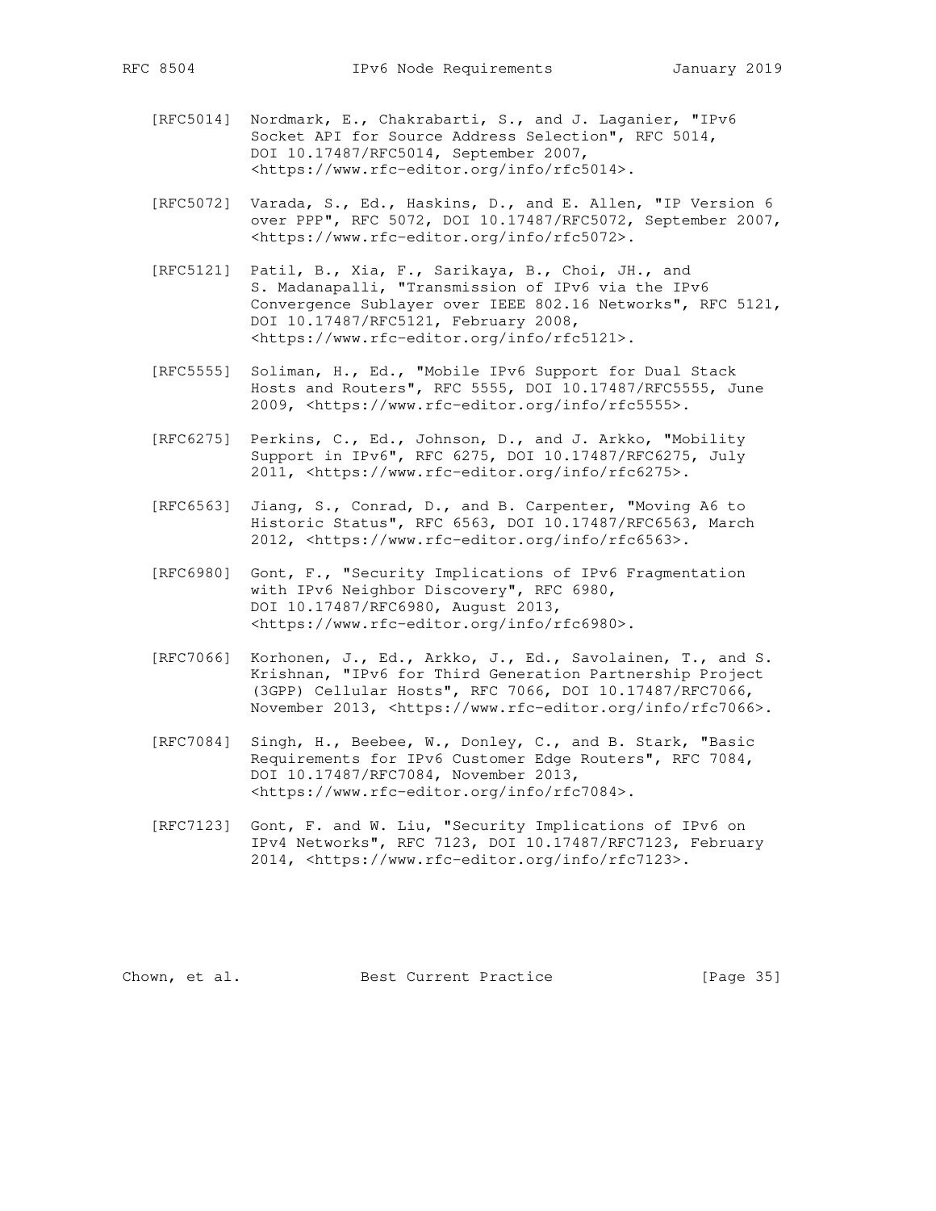[RFC5014] Nordmark, E., Chakrabarti, S., and J. Laganier, "IPv6 Socket API for Source Address Selection", RFC 5014, DOI 10.17487/RFC5014, September 2007, <https://www.rfc-editor.org/info/rfc5014>.

[RFC5072] Varada, S., Ed., Haskins, D., and E. Allen, "IP Version 6 over PPP", RFC 5072, DOI 10.17487/RFC5072, September 2007, <https://www.rfc-editor.org/info/rfc5072>.

[RFC5121] Patil, B., Xia, F., Sarikaya, B., Choi, JH., and S. Madanapalli, "Transmission of IPv6 via the IPv6 Convergence Sublayer over IEEE 802.16 Networks", RFC 5121, DOI 10.17487/RFC5121, February 2008, <https://www.rfc-editor.org/info/rfc5121>.

[RFC5555] Soliman, H., Ed., "Mobile IPv6 Support for Dual Stack Hosts and Routers", RFC 5555, DOI 10.17487/RFC5555, June 2009, <https://www.rfc-editor.org/info/rfc5555>.

[RFC6275] Perkins, C., Ed., Johnson, D., and J. Arkko, "Mobility Support in IPv6", RFC 6275, DOI 10.17487/RFC6275, July 2011, <https://www.rfc-editor.org/info/rfc6275>.

[RFC6563] Jiang, S., Conrad, D., and B. Carpenter, "Moving A6 to Historic Status", RFC 6563, DOI 10.17487/RFC6563, March 2012, <https://www.rfc-editor.org/info/rfc6563>.

[RFC6980] Gont, F., "Security Implications of IPv6 Fragmentation with IPv6 Neighbor Discovery", RFC 6980, DOI 10.17487/RFC6980, August 2013, <https://www.rfc-editor.org/info/rfc6980>.

[RFC7066] Korhonen, J., Ed., Arkko, J., Ed., Savolainen, T., and S. Krishnan, "IPv6 for Third Generation Partnership Project (3GPP) Cellular Hosts", RFC 7066, DOI 10.17487/RFC7066, November 2013, <https://www.rfc-editor.org/info/rfc7066>.

[RFC7084] Singh, H., Beebee, W., Donley, C., and B. Stark, "Basic Requirements for IPv6 Customer Edge Routers", RFC 7084, DOI 10.17487/RFC7084, November 2013, <https://www.rfc-editor.org/info/rfc7084>.

[RFC7123] Gont, F. and W. Liu, "Security Implications of IPv6 on IPv4 Networks", RFC 7123, DOI 10.17487/RFC7123, February 2014, <https://www.rfc-editor.org/info/rfc7123>.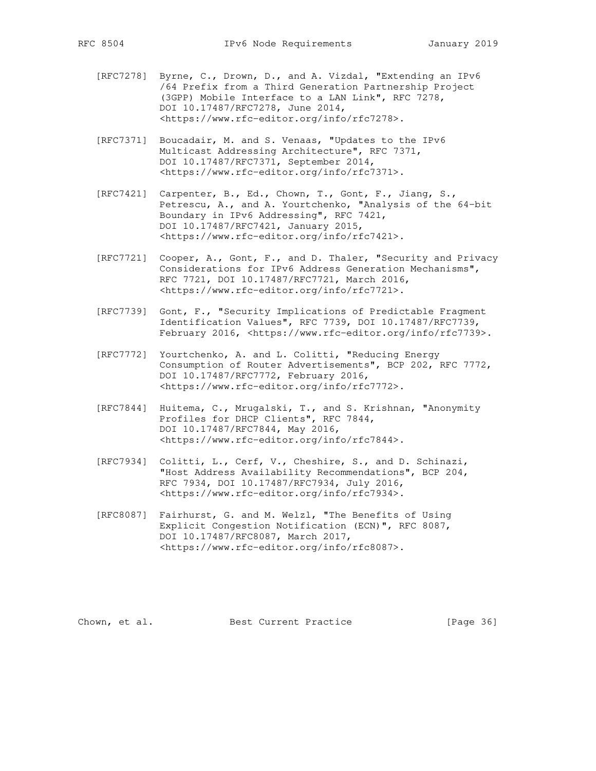[RFC7278] Byrne, C., Drown, D., and A. Vizdal, "Extending an IPv6 /64 Prefix from a Third Generation Partnership Project (3GPP) Mobile Interface to a LAN Link", RFC 7278, DOI 10.17487/RFC7278, June 2014, <https://www.rfc-editor.org/info/rfc7278>.

[RFC7371] Boucadair, M. and S. Venaas, "Updates to the IPv6 Multicast Addressing Architecture", RFC 7371, DOI 10.17487/RFC7371, September 2014, <https://www.rfc-editor.org/info/rfc7371>.

[RFC7421] Carpenter, B., Ed., Chown, T., Gont, F., Jiang, S., Petrescu, A., and A. Yourtchenko, "Analysis of the 64-bit Boundary in IPv6 Addressing", RFC 7421, DOI 10.17487/RFC7421, January 2015, <https://www.rfc-editor.org/info/rfc7421>.

[RFC7721] Cooper, A., Gont, F., and D. Thaler, "Security and Privacy Considerations for IPv6 Address Generation Mechanisms", RFC 7721, DOI 10.17487/RFC7721, March 2016, <https://www.rfc-editor.org/info/rfc7721>.

[RFC7739] Gont, F., "Security Implications of Predictable Fragment Identification Values", RFC 7739, DOI 10.17487/RFC7739, February 2016, <https://www.rfc-editor.org/info/rfc7739>.

[RFC7772] Yourtchenko, A. and L. Colitti, "Reducing Energy Consumption of Router Advertisements", BCP 202, RFC 7772, DOI 10.17487/RFC7772, February 2016, <https://www.rfc-editor.org/info/rfc7772>.

[RFC7844] Huitema, C., Mrugalski, T., and S. Krishnan, "Anonymity Profiles for DHCP Clients", RFC 7844, DOI 10.17487/RFC7844, May 2016, <https://www.rfc-editor.org/info/rfc7844>.

[RFC7934] Colitti, L., Cerf, V., Cheshire, S., and D. Schinazi, "Host Address Availability Recommendations", BCP 204, RFC 7934, DOI 10.17487/RFC7934, July 2016, <https://www.rfc-editor.org/info/rfc7934>.

[RFC8087] Fairhurst, G. and M. Welzl, "The Benefits of Using Explicit Congestion Notification (ECN)", RFC 8087, DOI 10.17487/RFC8087, March 2017, <https://www.rfc-editor.org/info/rfc8087>.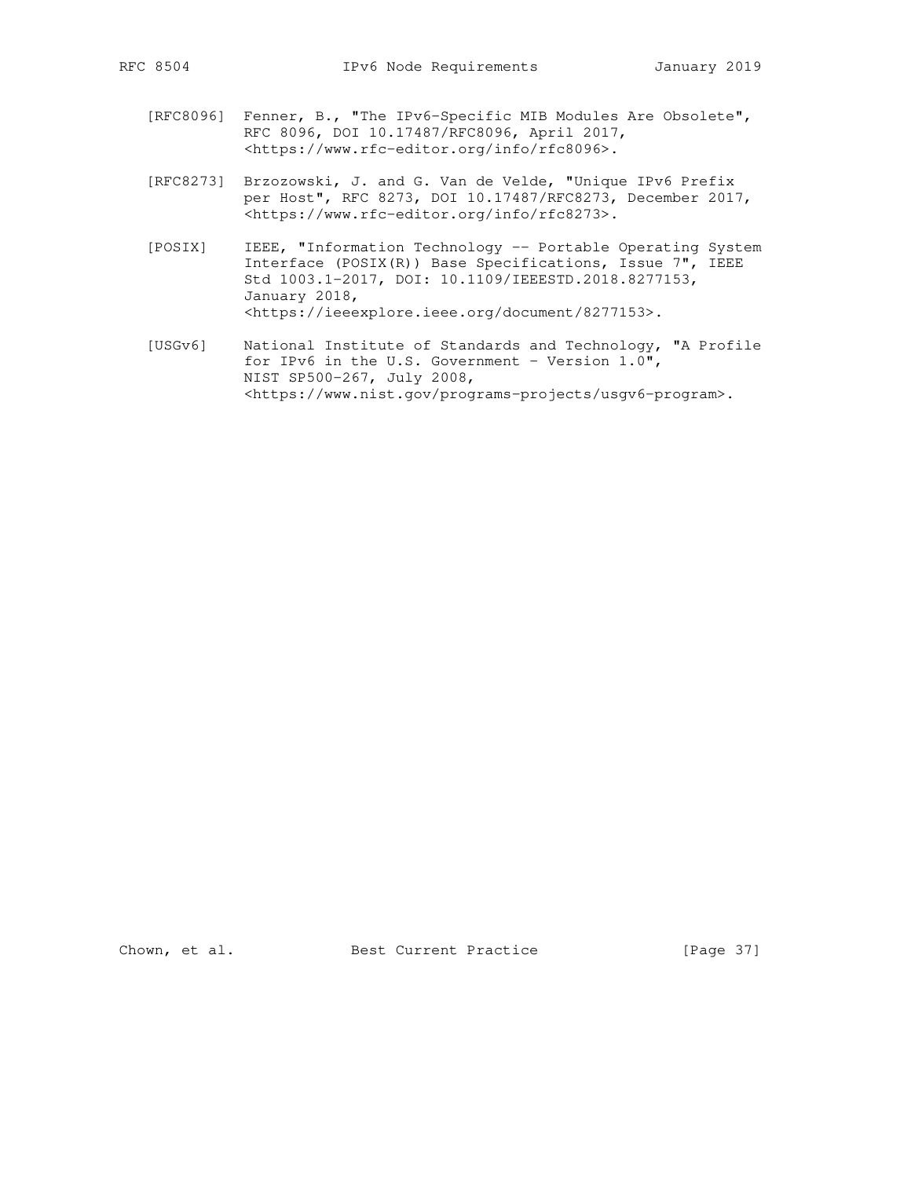[RFC8096] Fenner, B., "The IPv6-Specific MIB Modules Are Obsolete", RFC 8096, DOI 10.17487/RFC8096, April 2017, <https://www.rfc-editor.org/info/rfc8096>.

[RFC8273] Brzozowski, J. and G. Van de Velde, "Unique IPv6 Prefix per Host", RFC 8273, DOI 10.17487/RFC8273, December 2017, <https://www.rfc-editor.org/info/rfc8273>.

[POSIX] IEEE, "Information Technology -- Portable Operating System Interface (POSIX(R)) Base Specifications, Issue 7", IEEE Std 1003.1-2017, DOI: 10.1109/IEEESTD.2018.8277153, January 2018, <https://ieeexplore.ieee.org/document/8277153>.

[USGv6] National Institute of Standards and Technology, "A Profile for IPv6 in the U.S. Government - Version 1.0", NIST SP500-267, July 2008, <https://www.nist.gov/programs-projects/usgv6-program>.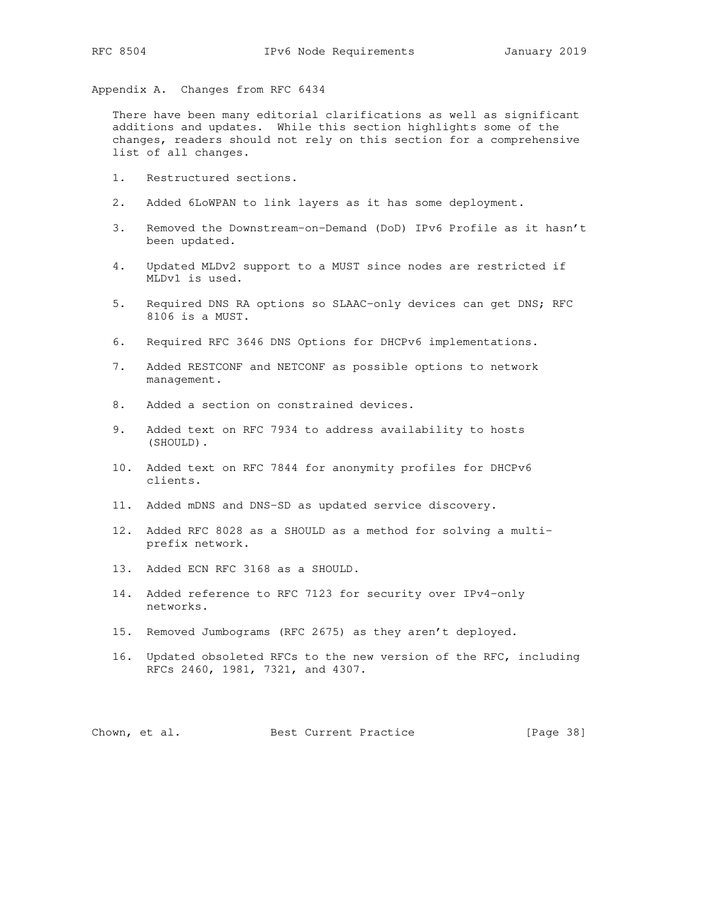## Appendix A. Changes from RFC 6434

There have been many editorial clarifications as well as significant additions and updates. While this section highlights some of the changes, readers should not rely on this section for a comprehensive list of all changes.

1. Restructured sections.

2. Added 6LoWPAN to link layers as it has some deployment.

3. Removed the Downstream-on-Demand (DoD) IPv6 Profile as it hasn't been updated.

4. Updated MLDv2 support to a MUST since nodes are restricted if MLDv1 is used.

5. Required DNS RA options so SLAAC-only devices can get DNS; RFC 8106 is a MUST.

6. Required RFC 3646 DNS Options for DHCPv6 implementations.

7. Added RESTCONF and NETCONF as possible options to network management.

8. Added a section on constrained devices.

9. Added text on RFC 7934 to address availability to hosts (SHOULD).

10. Added text on RFC 7844 for anonymity profiles for DHCPv6 clients.

11. Added mDNS and DNS-SD as updated service discovery.

12. Added RFC 8028 as a SHOULD as a method for solving a multi-prefix network.

13. Added ECN RFC 3168 as a SHOULD.

14. Added reference to RFC 7123 for security over IPv4-only networks.

15. Removed Jumbograms (RFC 2675) as they aren't deployed.

16. Updated obsoleted RFCs to the new version of the RFC, including RFCs 2460, 1981, 7321, and 4307.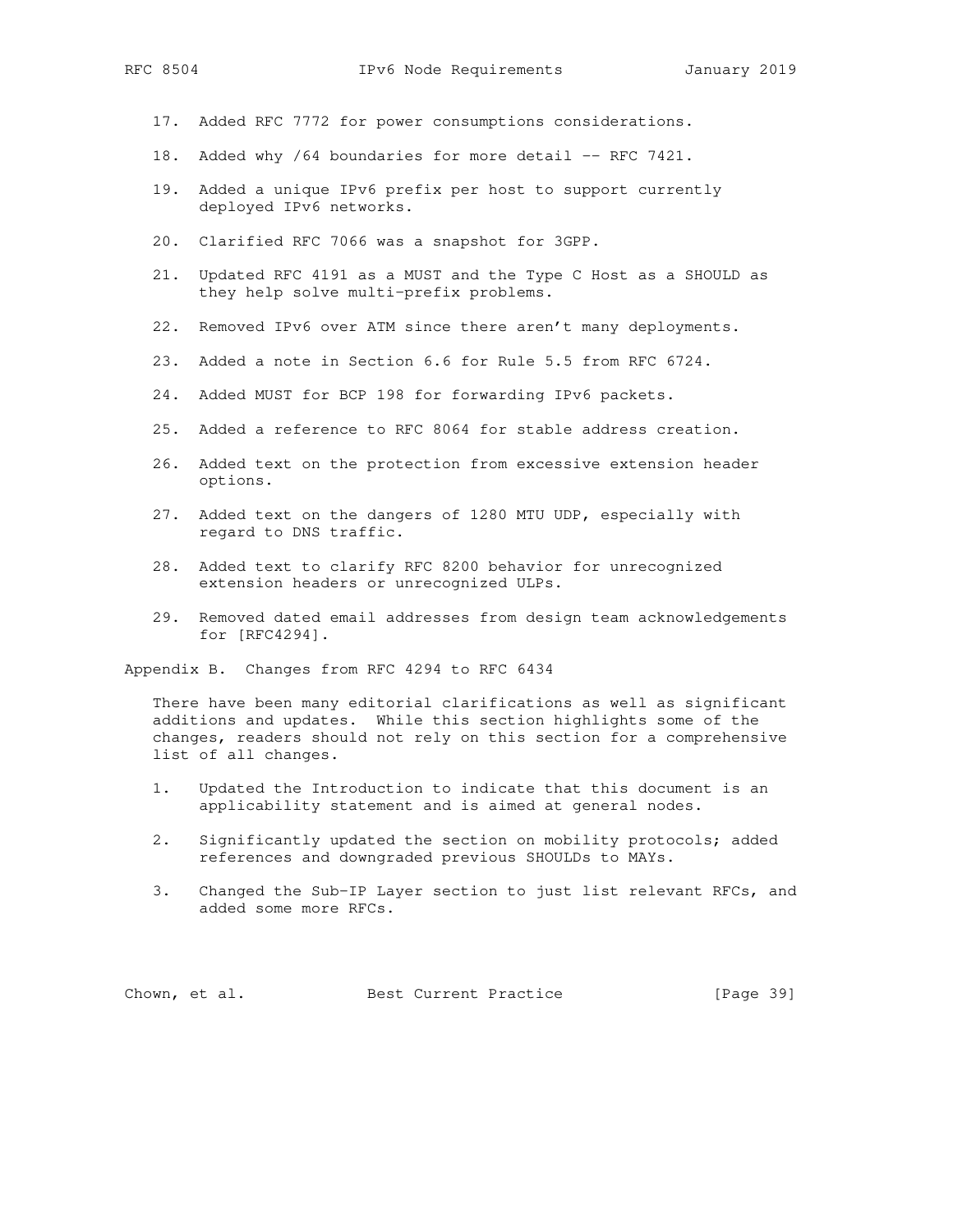17. Added RFC 7772 for power consumptions considerations.

18. Added why /64 boundaries for more detail -- RFC 7421.

19. Added a unique IPv6 prefix per host to support currently deployed IPv6 networks.

20. Clarified RFC 7066 was a snapshot for 3GPP.

21. Updated RFC 4191 as a MUST and the Type C Host as a SHOULD as they help solve multi-prefix problems.

22. Removed IPv6 over ATM since there aren't many deployments.

23. Added a note in Section 6.6 for Rule 5.5 from RFC 6724.

24. Added MUST for BCP 198 for forwarding IPv6 packets.

25. Added a reference to RFC 8064 for stable address creation.

26. Added text on the protection from excessive extension header options.

27. Added text on the dangers of 1280 MTU UDP, especially with regard to DNS traffic.

28. Added text to clarify RFC 8200 behavior for unrecognized extension headers or unrecognized ULPs.

29. Removed dated email addresses from design team acknowledgements for [RFC4294].

## Appendix B. Changes from RFC 4294 to RFC 6434

There have been many editorial clarifications as well as significant additions and updates. While this section highlights some of the changes, readers should not rely on this section for a comprehensive list of all changes.

1. Updated the Introduction to indicate that this document is an applicability statement and is aimed at general nodes.

2. Significantly updated the section on mobility protocols; added references and downgraded previous SHOULDs to MAYs.

3. Changed the Sub-IP Layer section to just list relevant RFCs, and added some more RFCs.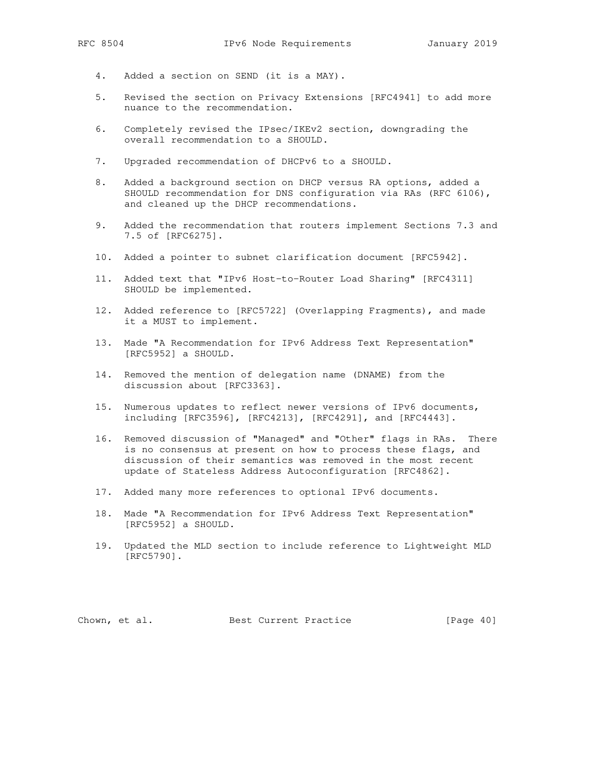4. Added a section on SEND (it is a MAY).

5. Revised the section on Privacy Extensions [RFC4941] to add more nuance to the recommendation.

6. Completely revised the IPsec/IKEv2 section, downgrading the overall recommendation to a SHOULD.

7. Upgraded recommendation of DHCPv6 to a SHOULD.

8. Added a background section on DHCP versus RA options, added a SHOULD recommendation for DNS configuration via RAs (RFC 6106), and cleaned up the DHCP recommendations.

9. Added the recommendation that routers implement Sections 7.3 and 7.5 of [RFC6275].

10. Added a pointer to subnet clarification document [RFC5942].

11. Added text that "IPv6 Host-to-Router Load Sharing" [RFC4311] SHOULD be implemented.

12. Added reference to [RFC5722] (Overlapping Fragments), and made it a MUST to implement.

13. Made "A Recommendation for IPv6 Address Text Representation" [RFC5952] a SHOULD.

14. Removed the mention of delegation name (DNAME) from the discussion about [RFC3363].

15. Numerous updates to reflect newer versions of IPv6 documents, including [RFC3596], [RFC4213], [RFC4291], and [RFC4443].

16. Removed discussion of "Managed" and "Other" flags in RAs. There is no consensus at present on how to process these flags, and discussion of their semantics was removed in the most recent update of Stateless Address Autoconfiguration [RFC4862].

17. Added many more references to optional IPv6 documents.

18. Made "A Recommendation for IPv6 Address Text Representation" [RFC5952] a SHOULD.

19. Updated the MLD section to include reference to Lightweight MLD [RFC5790].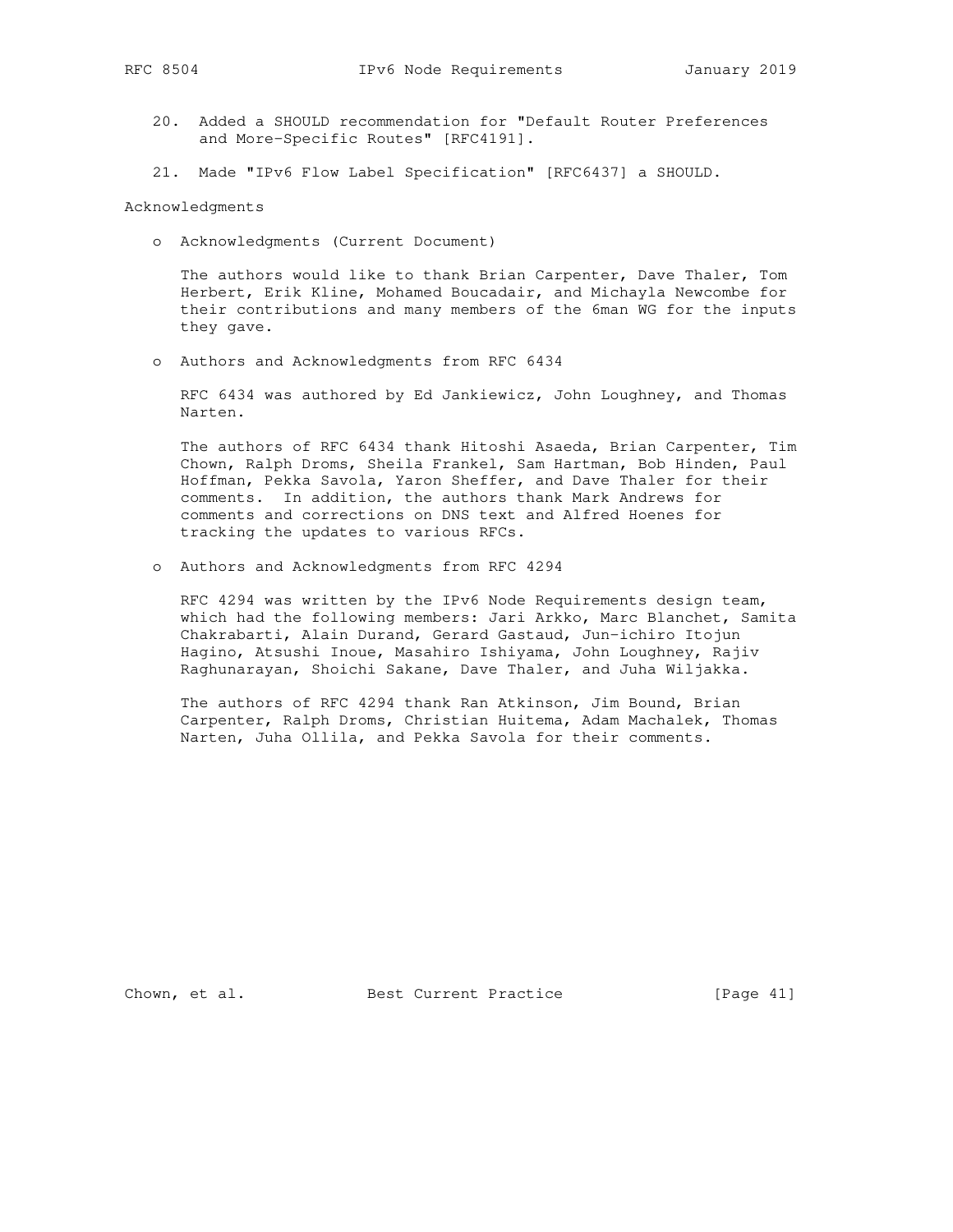20. Added a SHOULD recommendation for "Default Router Preferences and More-Specific Routes" [RFC4191].

21. Made "IPv6 Flow Label Specification" [RFC6437] a SHOULD.

## Acknowledgments

- Acknowledgments (Current Document)

  The authors would like to thank Brian Carpenter, Dave Thaler, Tom Herbert, Erik Kline, Mohamed Boucadair, and Michayla Newcombe for their contributions and many members of the 6man WG for the inputs they gave.

- Authors and Acknowledgments from RFC 6434

  RFC 6434 was authored by Ed Jankiewicz, John Loughney, and Thomas Narten.

  The authors of RFC 6434 thank Hitoshi Asaeda, Brian Carpenter, Tim Chown, Ralph Droms, Sheila Frankel, Sam Hartman, Bob Hinden, Paul Hoffman, Pekka Savola, Yaron Sheffer, and Dave Thaler for their comments. In addition, the authors thank Mark Andrews for comments and corrections on DNS text and Alfred Hoenes for tracking the updates to various RFCs.

- Authors and Acknowledgments from RFC 4294

  RFC 4294 was written by the IPv6 Node Requirements design team, which had the following members: Jari Arkko, Marc Blanchet, Samita Chakrabarti, Alain Durand, Gerard Gastaud, Jun-ichiro Itojun Hagino, Atsushi Inoue, Masahiro Ishiyama, John Loughney, Rajiv Raghunarayan, Shoichi Sakane, Dave Thaler, and Juha Wiljakka.

  The authors of RFC 4294 thank Ran Atkinson, Jim Bound, Brian Carpenter, Ralph Droms, Christian Huitema, Adam Machalek, Thomas Narten, Juha Ollila, and Pekka Savola for their comments.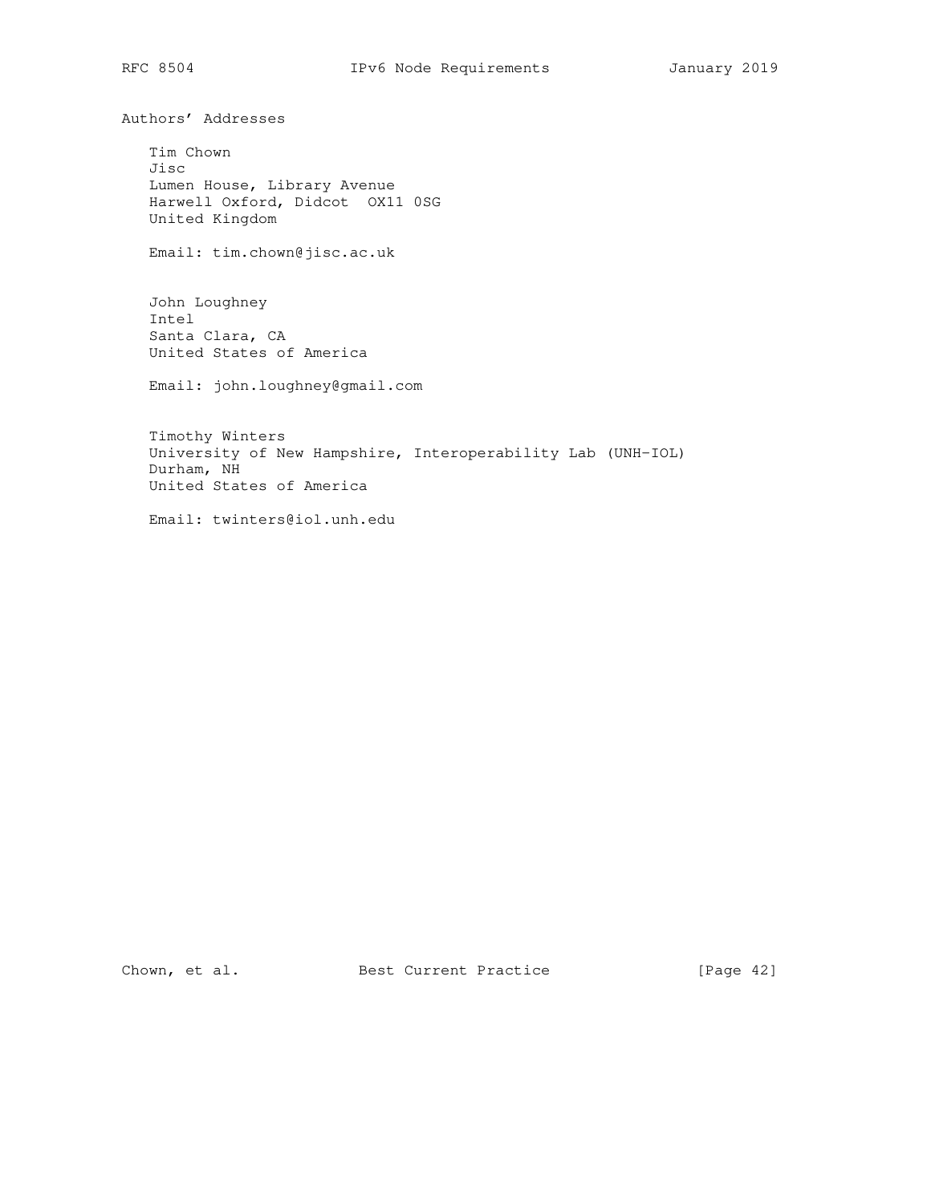## Authors' Addresses

Tim Chown
Jisc
Lumen House, Library Avenue
Harwell Oxford, Didcot  OX11 0SG
United Kingdom

Email: tim.chown@jisc.ac.uk

John Loughney
Intel
Santa Clara, CA
United States of America

Email: john.loughney@gmail.com

Timothy Winters
University of New Hampshire, Interoperability Lab (UNH-IOL)
Durham, NH
United States of America

Email: twinters@iol.unh.edu